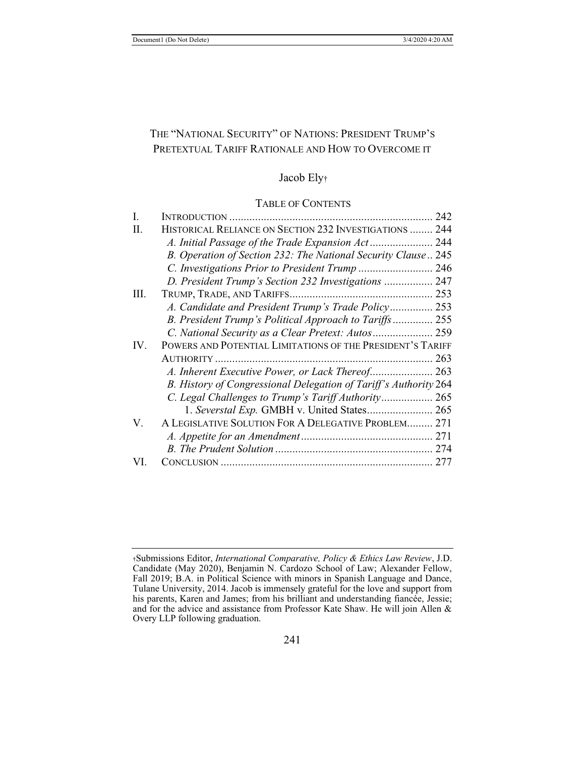# THE "NATIONAL SECURITY" OF NATIONS: PRESIDENT TRUMP'S PRETEXTUAL TARIFF RATIONALE AND HOW TO OVERCOME IT

Jacob Ely†

## TABLE OF CONTENTS

| | | |
|---|---|---|
| I. | INTRODUCTION | 242 |
| II. | HISTORICAL RELIANCE ON SECTION 232 INVESTIGATIONS | 244 |
| | *A. Initial Passage of the Trade Expansion Act* | 244 |
| | *B. Operation of Section 232: The National Security Clause* | 245 |
| | *C. Investigations Prior to President Trump* | 246 |
| | *D. President Trump's Section 232 Investigations* | 247 |
| III. | TRUMP, TRADE, AND TARIFFS | 253 |
| | *A. Candidate and President Trump's Trade Policy* | 253 |
| | *B. President Trump's Political Approach to Tariffs* | 255 |
| | *C. National Security as a Clear Pretext: Autos* | 259 |
| IV. | POWERS AND POTENTIAL LIMITATIONS OF THE PRESIDENT'S TARIFF AUTHORITY | 263 |
| | *A. Inherent Executive Power, or Lack Thereof* | 263 |
| | *B. History of Congressional Delegation of Tariff's Authority* | 264 |
| | *C. Legal Challenges to Trump's Tariff Authority* | 265 |
| | 1. *Severstal Exp.* GMBH v. United States | 265 |
| V. | A LEGISLATIVE SOLUTION FOR A DELEGATIVE PROBLEM | 271 |
| | *A. Appetite for an Amendment* | 271 |
| | *B. The Prudent Solution* | 274 |
| VI. | CONCLUSION | 277 |

†Submissions Editor, *International Comparative, Policy & Ethics Law Review*, J.D. Candidate (May 2020), Benjamin N. Cardozo School of Law; Alexander Fellow, Fall 2019; B.A. in Political Science with minors in Spanish Language and Dance, Tulane University, 2014. Jacob is immensely grateful for the love and support from his parents, Karen and James; from his brilliant and understanding fiancée, Jessie; and for the advice and assistance from Professor Kate Shaw. He will join Allen & Overy LLP following graduation.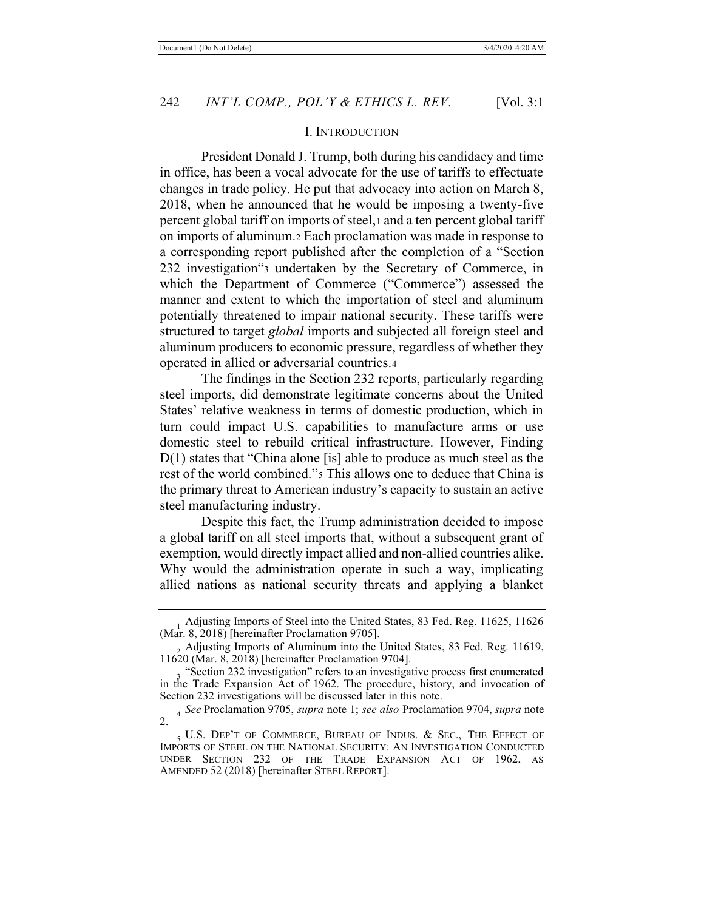## I. INTRODUCTION

President Donald J. Trump, both during his candidacy and time in office, has been a vocal advocate for the use of tariffs to effectuate changes in trade policy. He put that advocacy into action on March 8, 2018, when he announced that he would be imposing a twenty-five percent global tariff on imports of steel,[1] and a ten percent global tariff on imports of aluminum.[2] Each proclamation was made in response to a corresponding report published after the completion of a "Section 232 investigation"[3] undertaken by the Secretary of Commerce, in which the Department of Commerce ("Commerce") assessed the manner and extent to which the importation of steel and aluminum potentially threatened to impair national security. These tariffs were structured to target *global* imports and subjected all foreign steel and aluminum producers to economic pressure, regardless of whether they operated in allied or adversarial countries.[4]

The findings in the Section 232 reports, particularly regarding steel imports, did demonstrate legitimate concerns about the United States' relative weakness in terms of domestic production, which in turn could impact U.S. capabilities to manufacture arms or use domestic steel to rebuild critical infrastructure. However, Finding D(1) states that "China alone [is] able to produce as much steel as the rest of the world combined."[5] This allows one to deduce that China is the primary threat to American industry's capacity to sustain an active steel manufacturing industry.

Despite this fact, the Trump administration decided to impose a global tariff on all steel imports that, without a subsequent grant of exemption, would directly impact allied and non-allied countries alike. Why would the administration operate in such a way, implicating allied nations as national security threats and applying a blanket

---

[1] Adjusting Imports of Steel into the United States, 83 Fed. Reg. 11625, 11626 (Mar. 8, 2018) [hereinafter Proclamation 9705].

[2] Adjusting Imports of Aluminum into the United States, 83 Fed. Reg. 11619, 11620 (Mar. 8, 2018) [hereinafter Proclamation 9704].

[3] "Section 232 investigation" refers to an investigative process first enumerated in the Trade Expansion Act of 1962. The procedure, history, and invocation of Section 232 investigations will be discussed later in this note.

[4] *See* Proclamation 9705, *supra* note 1; *see also* Proclamation 9704, *supra* note 2.

[5] U.S. DEP'T OF COMMERCE, BUREAU OF INDUS. & SEC., THE EFFECT OF IMPORTS OF STEEL ON THE NATIONAL SECURITY: AN INVESTIGATION CONDUCTED UNDER SECTION 232 OF THE TRADE EXPANSION ACT OF 1962, AS AMENDED 52 (2018) [hereinafter STEEL REPORT].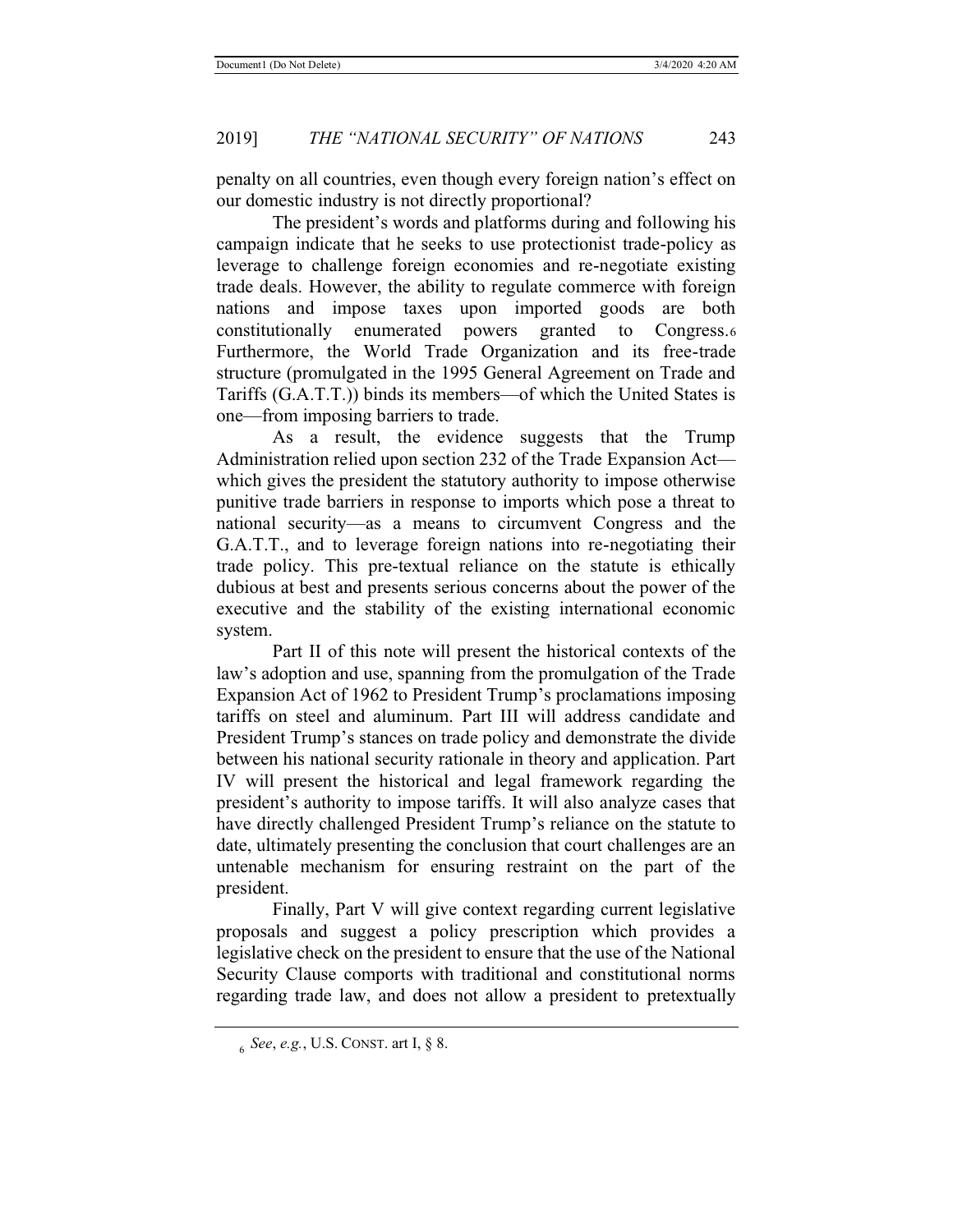penalty on all countries, even though every foreign nation's effect on our domestic industry is not directly proportional?

The president's words and platforms during and following his campaign indicate that he seeks to use protectionist trade-policy as leverage to challenge foreign economies and re-negotiate existing trade deals. However, the ability to regulate commerce with foreign nations and impose taxes upon imported goods are both constitutionally enumerated powers granted to Congress.[6] Furthermore, the World Trade Organization and its free-trade structure (promulgated in the 1995 General Agreement on Trade and Tariffs (G.A.T.T.)) binds its members—of which the United States is one—from imposing barriers to trade.

As a result, the evidence suggests that the Trump Administration relied upon section 232 of the Trade Expansion Act—which gives the president the statutory authority to impose otherwise punitive trade barriers in response to imports which pose a threat to national security—as a means to circumvent Congress and the G.A.T.T., and to leverage foreign nations into re-negotiating their trade policy. This pre-textual reliance on the statute is ethically dubious at best and presents serious concerns about the power of the executive and the stability of the existing international economic system.

Part II of this note will present the historical contexts of the law's adoption and use, spanning from the promulgation of the Trade Expansion Act of 1962 to President Trump's proclamations imposing tariffs on steel and aluminum. Part III will address candidate and President Trump's stances on trade policy and demonstrate the divide between his national security rationale in theory and application. Part IV will present the historical and legal framework regarding the president's authority to impose tariffs. It will also analyze cases that have directly challenged President Trump's reliance on the statute to date, ultimately presenting the conclusion that court challenges are an untenable mechanism for ensuring restraint on the part of the president.

Finally, Part V will give context regarding current legislative proposals and suggest a policy prescription which provides a legislative check on the president to ensure that the use of the National Security Clause comports with traditional and constitutional norms regarding trade law, and does not allow a president to pretextually

---

[6] *See*, *e.g.*, U.S. CONST. art I, § 8.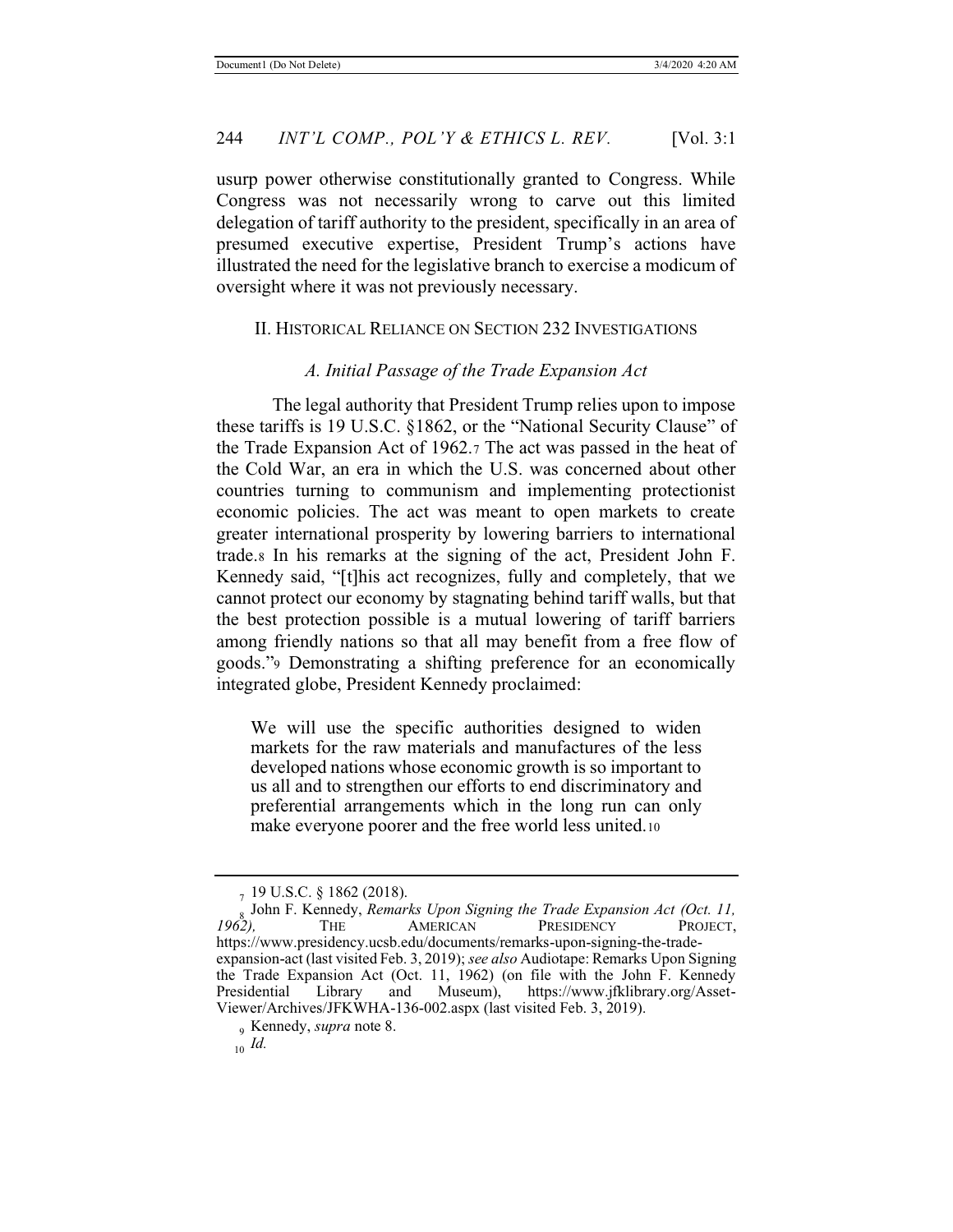usurp power otherwise constitutionally granted to Congress. While Congress was not necessarily wrong to carve out this limited delegation of tariff authority to the president, specifically in an area of presumed executive expertise, President Trump's actions have illustrated the need for the legislative branch to exercise a modicum of oversight where it was not previously necessary.

## II. Historical Reliance on Section 232 Investigations

### *A. Initial Passage of the Trade Expansion Act*

The legal authority that President Trump relies upon to impose these tariffs is 19 U.S.C. §1862, or the "National Security Clause" of the Trade Expansion Act of 1962.[7] The act was passed in the heat of the Cold War, an era in which the U.S. was concerned about other countries turning to communism and implementing protectionist economic policies. The act was meant to open markets to create greater international prosperity by lowering barriers to international trade.[8] In his remarks at the signing of the act, President John F. Kennedy said, "[t]his act recognizes, fully and completely, that we cannot protect our economy by stagnating behind tariff walls, but that the best protection possible is a mutual lowering of tariff barriers among friendly nations so that all may benefit from a free flow of goods."[9] Demonstrating a shifting preference for an economically integrated globe, President Kennedy proclaimed:

> We will use the specific authorities designed to widen markets for the raw materials and manufactures of the less developed nations whose economic growth is so important to us all and to strengthen our efforts to end discriminatory and preferential arrangements which in the long run can only make everyone poorer and the free world less united.[10]

---

[7] 19 U.S.C. § 1862 (2018).

[8] John F. Kennedy, *Remarks Upon Signing the Trade Expansion Act (Oct. 11, 1962),* The American Presidency Project, https://www.presidency.ucsb.edu/documents/remarks-upon-signing-the-trade-expansion-act (last visited Feb. 3, 2019); *see also* Audiotape: Remarks Upon Signing the Trade Expansion Act (Oct. 11, 1962) (on file with the John F. Kennedy Presidential Library and Museum), https://www.jfklibrary.org/Asset-Viewer/Archives/JFKWHA-136-002.aspx (last visited Feb. 3, 2019).

[9] Kennedy, *supra* note 8.

[10] *Id.*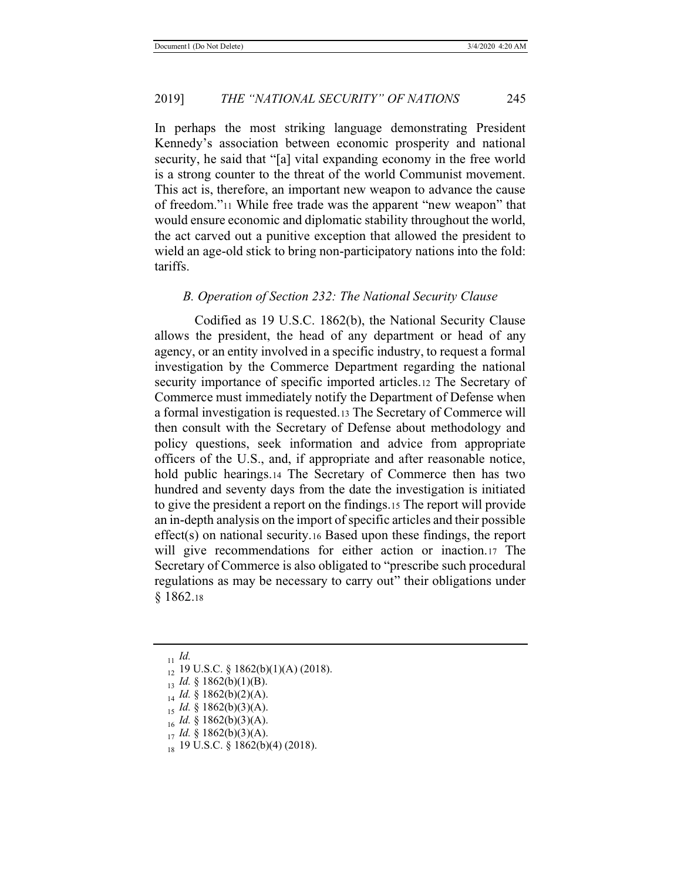In perhaps the most striking language demonstrating President Kennedy's association between economic prosperity and national security, he said that "[a] vital expanding economy in the free world is a strong counter to the threat of the world Communist movement. This act is, therefore, an important new weapon to advance the cause of freedom."[11] While free trade was the apparent "new weapon" that would ensure economic and diplomatic stability throughout the world, the act carved out a punitive exception that allowed the president to wield an age-old stick to bring non-participatory nations into the fold: tariffs.

### *B. Operation of Section 232: The National Security Clause*

Codified as 19 U.S.C. 1862(b), the National Security Clause allows the president, the head of any department or head of any agency, or an entity involved in a specific industry, to request a formal investigation by the Commerce Department regarding the national security importance of specific imported articles.[12] The Secretary of Commerce must immediately notify the Department of Defense when a formal investigation is requested.[13] The Secretary of Commerce will then consult with the Secretary of Defense about methodology and policy questions, seek information and advice from appropriate officers of the U.S., and, if appropriate and after reasonable notice, hold public hearings.[14] The Secretary of Commerce then has two hundred and seventy days from the date the investigation is initiated to give the president a report on the findings.[15] The report will provide an in-depth analysis on the import of specific articles and their possible effect(s) on national security.[16] Based upon these findings, the report will give recommendations for either action or inaction.[17] The Secretary of Commerce is also obligated to "prescribe such procedural regulations as may be necessary to carry out" their obligations under § 1862.[18]

---

[11] *Id.*

[12] 19 U.S.C. § 1862(b)(1)(A) (2018).

[13] *Id.* § 1862(b)(1)(B).

[14] *Id.* § 1862(b)(2)(A).

[15] *Id.* § 1862(b)(3)(A).

[16] *Id.* § 1862(b)(3)(A).

[17] *Id.* § 1862(b)(3)(A).

[18] 19 U.S.C. § 1862(b)(4) (2018).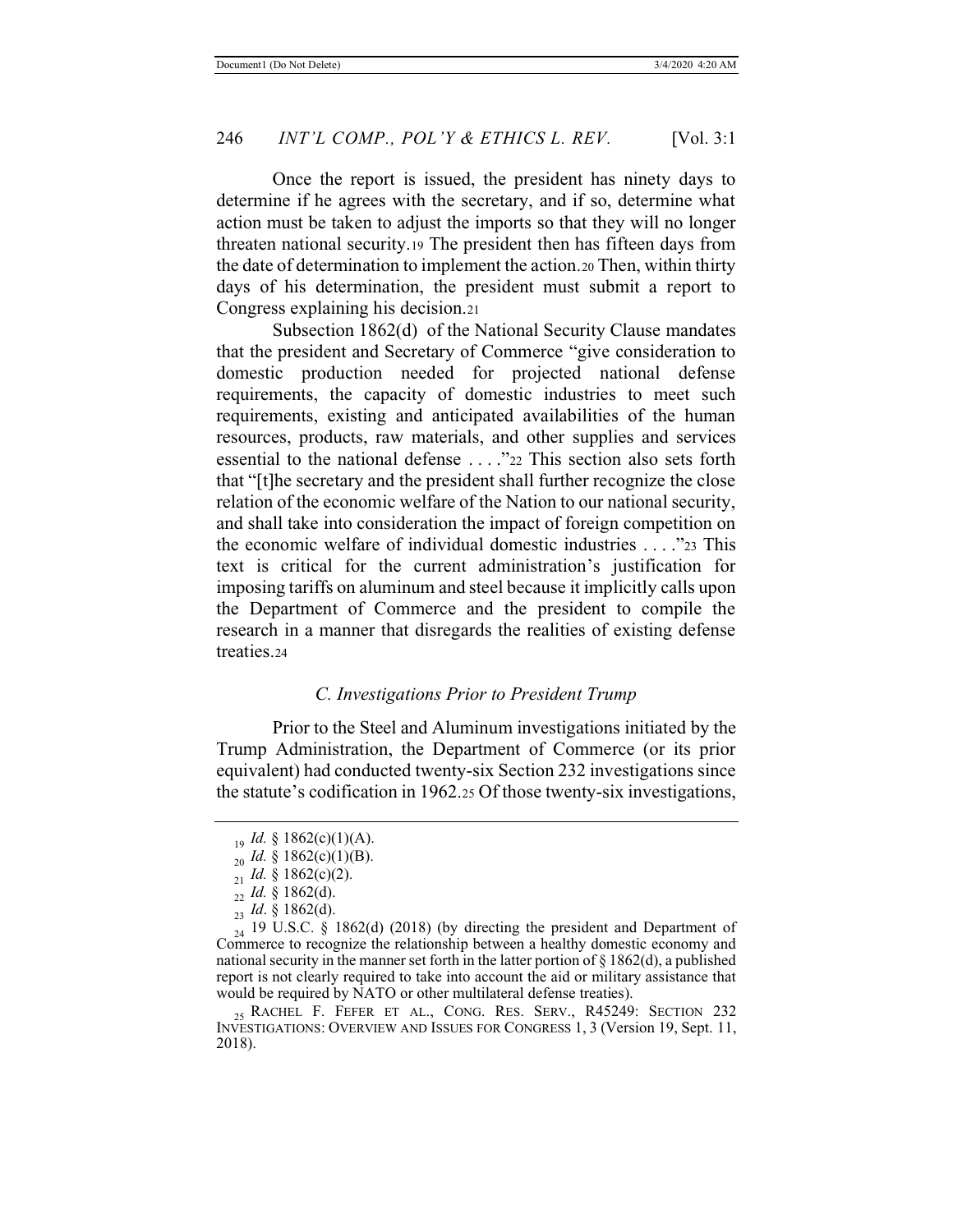Once the report is issued, the president has ninety days to determine if he agrees with the secretary, and if so, determine what action must be taken to adjust the imports so that they will no longer threaten national security.[19] The president then has fifteen days from the date of determination to implement the action.[20] Then, within thirty days of his determination, the president must submit a report to Congress explaining his decision.[21]

Subsection 1862(d) of the National Security Clause mandates that the president and Secretary of Commerce "give consideration to domestic production needed for projected national defense requirements, the capacity of domestic industries to meet such requirements, existing and anticipated availabilities of the human resources, products, raw materials, and other supplies and services essential to the national defense . . . ."[22] This section also sets forth that "[t]he secretary and the president shall further recognize the close relation of the economic welfare of the Nation to our national security, and shall take into consideration the impact of foreign competition on the economic welfare of individual domestic industries . . . ."[23] This text is critical for the current administration's justification for imposing tariffs on aluminum and steel because it implicitly calls upon the Department of Commerce and the president to compile the research in a manner that disregards the realities of existing defense treaties.[24]

### *C. Investigations Prior to President Trump*

Prior to the Steel and Aluminum investigations initiated by the Trump Administration, the Department of Commerce (or its prior equivalent) had conducted twenty-six Section 232 investigations since the statute's codification in 1962.[25] Of those twenty-six investigations,

---

[19] *Id.* § 1862(c)(1)(A).

[20] *Id.* § 1862(c)(1)(B).

[21] *Id.* § 1862(c)(2).

[22] *Id.* § 1862(d).

[23] *Id*. § 1862(d).

[24] 19 U.S.C. § 1862(d) (2018) (by directing the president and Department of Commerce to recognize the relationship between a healthy domestic economy and national security in the manner set forth in the latter portion of § 1862(d), a published report is not clearly required to take into account the aid or military assistance that would be required by NATO or other multilateral defense treaties).

[25] RACHEL F. FEFER ET AL., CONG. RES. SERV., R45249: SECTION 232 INVESTIGATIONS: OVERVIEW AND ISSUES FOR CONGRESS 1, 3 (Version 19, Sept. 11, 2018).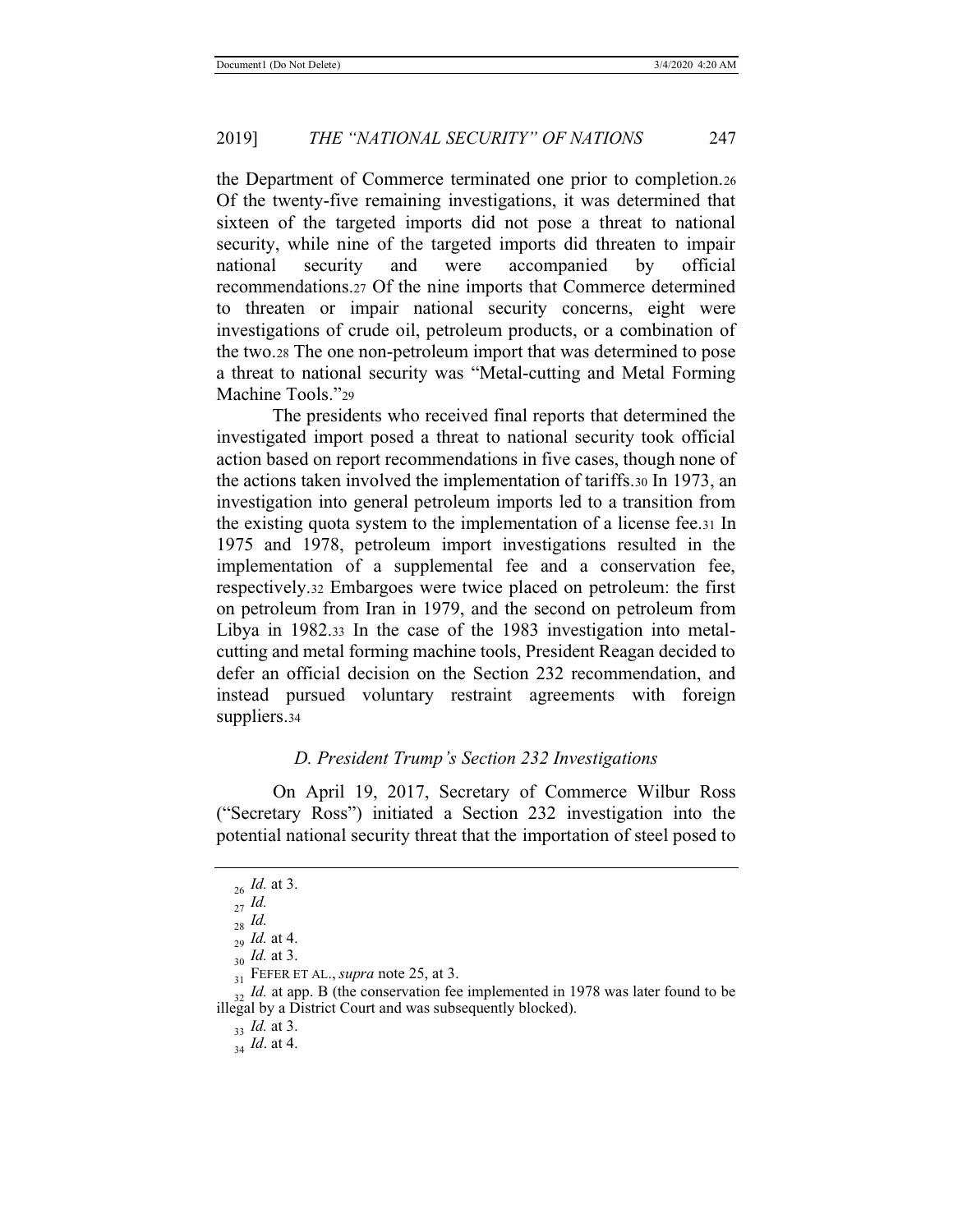the Department of Commerce terminated one prior to completion.[26] Of the twenty-five remaining investigations, it was determined that sixteen of the targeted imports did not pose a threat to national security, while nine of the targeted imports did threaten to impair national security and were accompanied by official recommendations.[27] Of the nine imports that Commerce determined to threaten or impair national security concerns, eight were investigations of crude oil, petroleum products, or a combination of the two.[28] The one non-petroleum import that was determined to pose a threat to national security was "Metal-cutting and Metal Forming Machine Tools."[29]

The presidents who received final reports that determined the investigated import posed a threat to national security took official action based on report recommendations in five cases, though none of the actions taken involved the implementation of tariffs.[30] In 1973, an investigation into general petroleum imports led to a transition from the existing quota system to the implementation of a license fee.[31] In 1975 and 1978, petroleum import investigations resulted in the implementation of a supplemental fee and a conservation fee, respectively.[32] Embargoes were twice placed on petroleum: the first on petroleum from Iran in 1979, and the second on petroleum from Libya in 1982.[33] In the case of the 1983 investigation into metal-cutting and metal forming machine tools, President Reagan decided to defer an official decision on the Section 232 recommendation, and instead pursued voluntary restraint agreements with foreign suppliers.[34]

### *D. President Trump's Section 232 Investigations*

On April 19, 2017, Secretary of Commerce Wilbur Ross ("Secretary Ross") initiated a Section 232 investigation into the potential national security threat that the importation of steel posed to

---

[26] *Id.* at 3.

[27] *Id.*

[28] *Id.*

[29] *Id.* at 4.

[30] *Id.* at 3.

[31] FEFER ET AL., *supra* note 25, at 3.

[32] *Id.* at app. B (the conservation fee implemented in 1978 was later found to be illegal by a District Court and was subsequently blocked).

[33] *Id.* at 3.

[34] *Id*. at 4.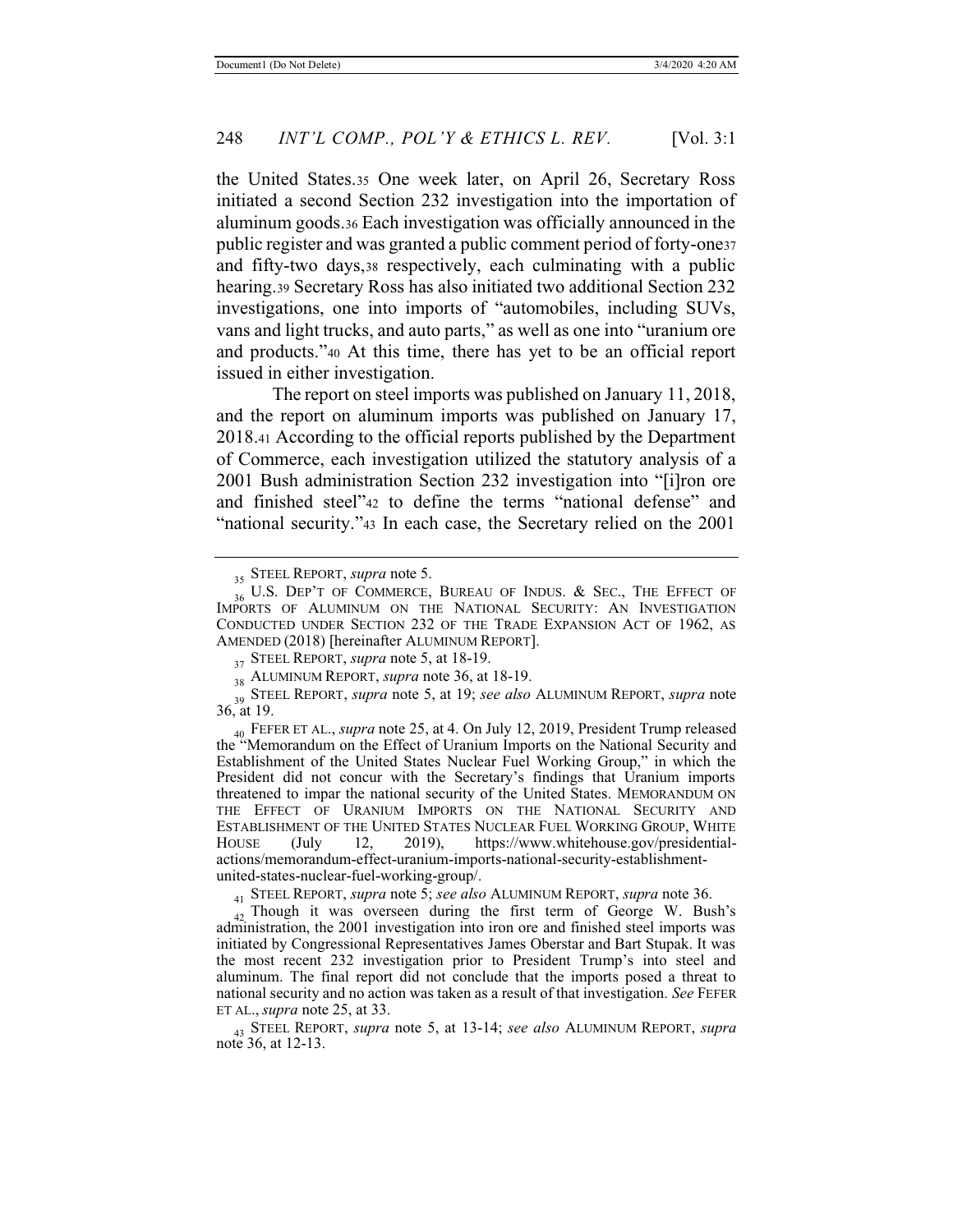the United States.[35] One week later, on April 26, Secretary Ross initiated a second Section 232 investigation into the importation of aluminum goods.[36] Each investigation was officially announced in the public register and was granted a public comment period of forty-one[37] and fifty-two days,[38] respectively, each culminating with a public hearing.[39] Secretary Ross has also initiated two additional Section 232 investigations, one into imports of "automobiles, including SUVs, vans and light trucks, and auto parts," as well as one into "uranium ore and products."[40] At this time, there has yet to be an official report issued in either investigation.

The report on steel imports was published on January 11, 2018, and the report on aluminum imports was published on January 17, 2018.[41] According to the official reports published by the Department of Commerce, each investigation utilized the statutory analysis of a 2001 Bush administration Section 232 investigation into "[i]ron ore and finished steel"[42] to define the terms "national defense" and "national security."[43] In each case, the Secretary relied on the 2001

---

[35] STEEL REPORT, *supra* note 5.

[36] U.S. DEP'T OF COMMERCE, BUREAU OF INDUS. & SEC., THE EFFECT OF IMPORTS OF ALUMINUM ON THE NATIONAL SECURITY: AN INVESTIGATION CONDUCTED UNDER SECTION 232 OF THE TRADE EXPANSION ACT OF 1962, AS AMENDED (2018) [hereinafter ALUMINUM REPORT].

[37] STEEL REPORT, *supra* note 5, at 18-19.

[38] ALUMINUM REPORT, *supra* note 36, at 18-19.

[39] STEEL REPORT, *supra* note 5, at 19; *see also* ALUMINUM REPORT, *supra* note 36, at 19.

[40] FEFER ET AL., *supra* note 25, at 4. On July 12, 2019, President Trump released the "Memorandum on the Effect of Uranium Imports on the National Security and Establishment of the United States Nuclear Fuel Working Group," in which the President did not concur with the Secretary's findings that Uranium imports threatened to impar the national security of the United States. MEMORANDUM ON THE EFFECT OF URANIUM IMPORTS ON THE NATIONAL SECURITY AND ESTABLISHMENT OF THE UNITED STATES NUCLEAR FUEL WORKING GROUP, WHITE HOUSE (July 12, 2019), https://www.whitehouse.gov/presidential-actions/memorandum-effect-uranium-imports-national-security-establishment-united-states-nuclear-fuel-working-group/.

[41] STEEL REPORT, *supra* note 5; *see also* ALUMINUM REPORT, *supra* note 36.

[42] Though it was overseen during the first term of George W. Bush's administration, the 2001 investigation into iron ore and finished steel imports was initiated by Congressional Representatives James Oberstar and Bart Stupak. It was the most recent 232 investigation prior to President Trump's into steel and aluminum. The final report did not conclude that the imports posed a threat to national security and no action was taken as a result of that investigation. *See* FEFER ET AL., *supra* note 25, at 33.

[43] STEEL REPORT, *supra* note 5, at 13-14; *see also* ALUMINUM REPORT, *supra* note 36, at 12-13.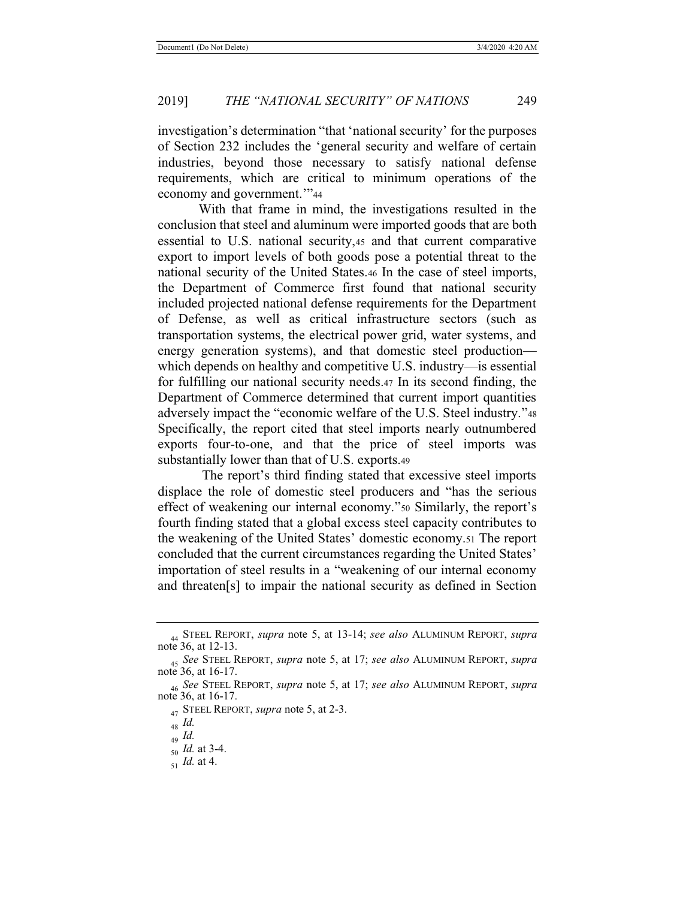investigation's determination "that 'national security' for the purposes of Section 232 includes the 'general security and welfare of certain industries, beyond those necessary to satisfy national defense requirements, which are critical to minimum operations of the economy and government.'"[44]

With that frame in mind, the investigations resulted in the conclusion that steel and aluminum were imported goods that are both essential to U.S. national security,[45] and that current comparative export to import levels of both goods pose a potential threat to the national security of the United States.[46] In the case of steel imports, the Department of Commerce first found that national security included projected national defense requirements for the Department of Defense, as well as critical infrastructure sectors (such as transportation systems, the electrical power grid, water systems, and energy generation systems), and that domestic steel production—which depends on healthy and competitive U.S. industry—is essential for fulfilling our national security needs.[47] In its second finding, the Department of Commerce determined that current import quantities adversely impact the "economic welfare of the U.S. Steel industry."[48] Specifically, the report cited that steel imports nearly outnumbered exports four-to-one, and that the price of steel imports was substantially lower than that of U.S. exports.[49]

The report's third finding stated that excessive steel imports displace the role of domestic steel producers and "has the serious effect of weakening our internal economy."[50] Similarly, the report's fourth finding stated that a global excess steel capacity contributes to the weakening of the United States' domestic economy.[51] The report concluded that the current circumstances regarding the United States' importation of steel results in a "weakening of our internal economy and threaten[s] to impair the national security as defined in Section

---

[44] STEEL REPORT, *supra* note 5, at 13-14; *see also* ALUMINUM REPORT, *supra* note 36, at 12-13.

[45] *See* STEEL REPORT, *supra* note 5, at 17; *see also* ALUMINUM REPORT, *supra* note 36, at 16-17.

[46] *See* STEEL REPORT, *supra* note 5, at 17; *see also* ALUMINUM REPORT, *supra* note 36, at 16-17.

[47] STEEL REPORT, *supra* note 5, at 2-3.

[48] *Id.*

[49] *Id.*

[50] *Id.* at 3-4.

[51] *Id.* at 4.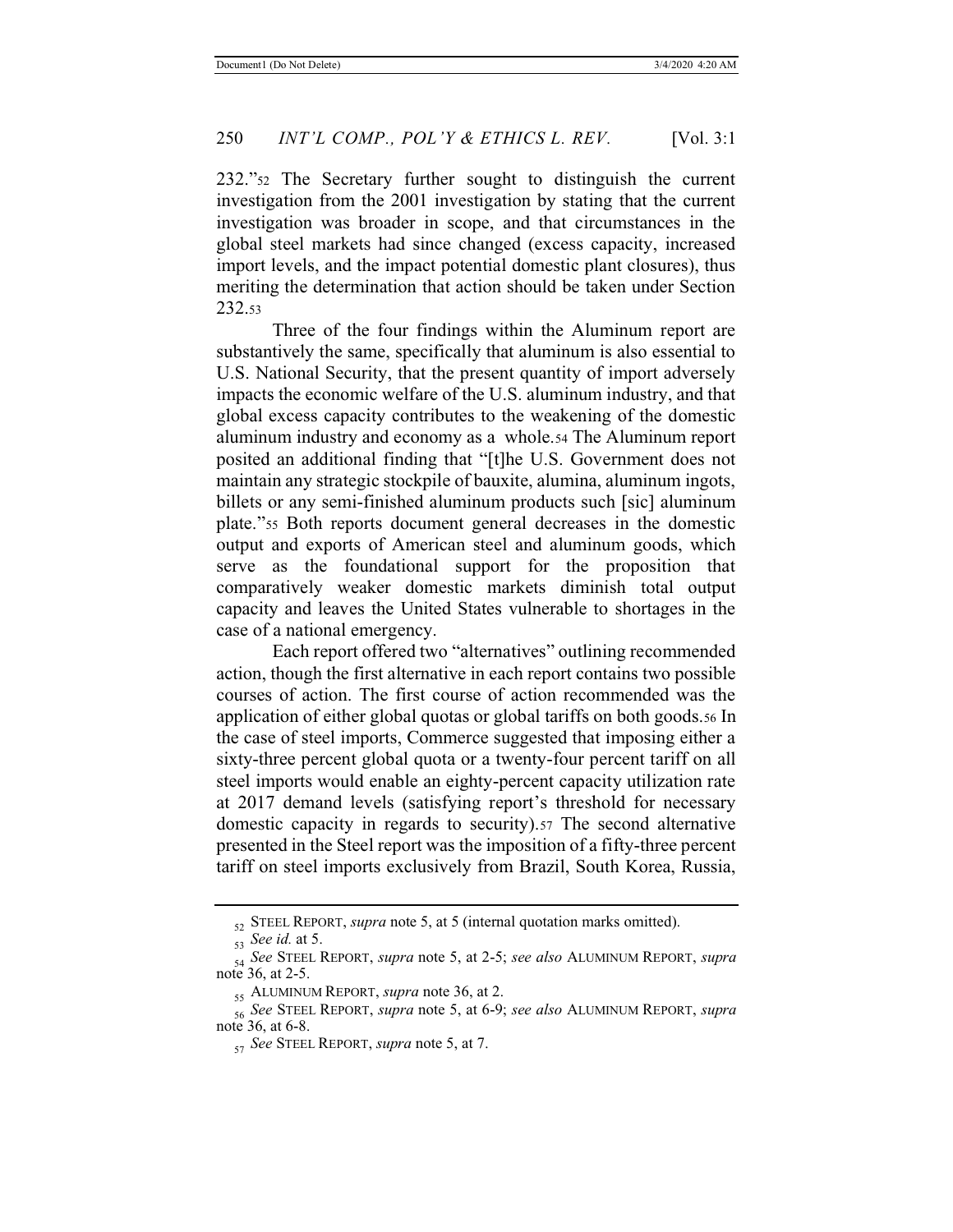232."[52] The Secretary further sought to distinguish the current investigation from the 2001 investigation by stating that the current investigation was broader in scope, and that circumstances in the global steel markets had since changed (excess capacity, increased import levels, and the impact potential domestic plant closures), thus meriting the determination that action should be taken under Section 232.[53]

Three of the four findings within the Aluminum report are substantively the same, specifically that aluminum is also essential to U.S. National Security, that the present quantity of import adversely impacts the economic welfare of the U.S. aluminum industry, and that global excess capacity contributes to the weakening of the domestic aluminum industry and economy as a whole.[54] The Aluminum report posited an additional finding that "[t]he U.S. Government does not maintain any strategic stockpile of bauxite, alumina, aluminum ingots, billets or any semi-finished aluminum products such [sic] aluminum plate."[55] Both reports document general decreases in the domestic output and exports of American steel and aluminum goods, which serve as the foundational support for the proposition that comparatively weaker domestic markets diminish total output capacity and leaves the United States vulnerable to shortages in the case of a national emergency.

Each report offered two "alternatives" outlining recommended action, though the first alternative in each report contains two possible courses of action. The first course of action recommended was the application of either global quotas or global tariffs on both goods.[56] In the case of steel imports, Commerce suggested that imposing either a sixty-three percent global quota or a twenty-four percent tariff on all steel imports would enable an eighty-percent capacity utilization rate at 2017 demand levels (satisfying report's threshold for necessary domestic capacity in regards to security).[57] The second alternative presented in the Steel report was the imposition of a fifty-three percent tariff on steel imports exclusively from Brazil, South Korea, Russia,

---

[52] STEEL REPORT, *supra* note 5, at 5 (internal quotation marks omitted).

[53] *See id.* at 5.

[54] *See* STEEL REPORT, *supra* note 5, at 2-5; *see also* ALUMINUM REPORT, *supra* note 36, at 2-5.

[55] ALUMINUM REPORT, *supra* note 36, at 2.

[56] *See* STEEL REPORT, *supra* note 5, at 6-9; *see also* ALUMINUM REPORT, *supra* note 36, at 6-8.

[57] *See* STEEL REPORT, *supra* note 5, at 7.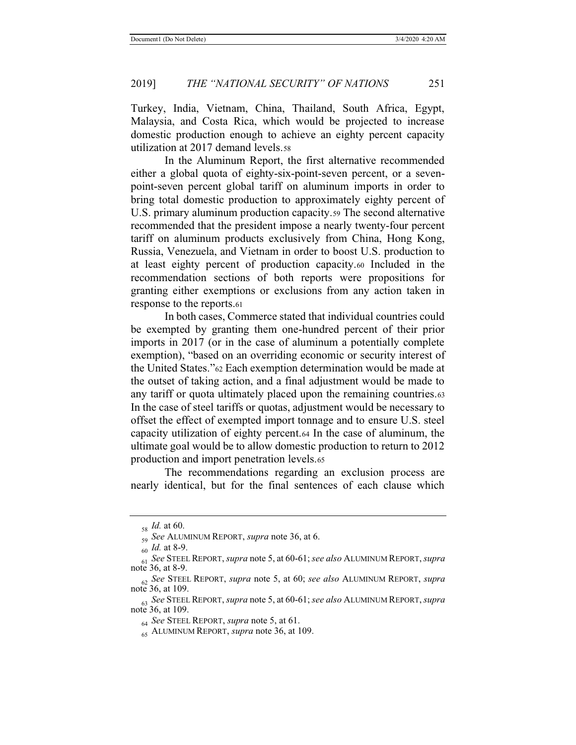Turkey, India, Vietnam, China, Thailand, South Africa, Egypt, Malaysia, and Costa Rica, which would be projected to increase domestic production enough to achieve an eighty percent capacity utilization at 2017 demand levels.[58]

In the Aluminum Report, the first alternative recommended either a global quota of eighty-six-point-seven percent, or a seven-point-seven percent global tariff on aluminum imports in order to bring total domestic production to approximately eighty percent of U.S. primary aluminum production capacity.[59] The second alternative recommended that the president impose a nearly twenty-four percent tariff on aluminum products exclusively from China, Hong Kong, Russia, Venezuela, and Vietnam in order to boost U.S. production to at least eighty percent of production capacity.[60] Included in the recommendation sections of both reports were propositions for granting either exemptions or exclusions from any action taken in response to the reports.[61]

In both cases, Commerce stated that individual countries could be exempted by granting them one-hundred percent of their prior imports in 2017 (or in the case of aluminum a potentially complete exemption), "based on an overriding economic or security interest of the United States."[62] Each exemption determination would be made at the outset of taking action, and a final adjustment would be made to any tariff or quota ultimately placed upon the remaining countries.[63] In the case of steel tariffs or quotas, adjustment would be necessary to offset the effect of exempted import tonnage and to ensure U.S. steel capacity utilization of eighty percent.[64] In the case of aluminum, the ultimate goal would be to allow domestic production to return to 2012 production and import penetration levels.[65]

The recommendations regarding an exclusion process are nearly identical, but for the final sentences of each clause which

---

[58] *Id.* at 60.

[59] *See* ALUMINUM REPORT, *supra* note 36, at 6.

[60] *Id.* at 8-9.

[61] *See* STEEL REPORT, *supra* note 5, at 60-61; *see also* ALUMINUM REPORT, *supra* note 36, at 8-9.

[62] *See* STEEL REPORT, *supra* note 5, at 60; *see also* ALUMINUM REPORT, *supra* note 36, at 109.

[63] *See* STEEL REPORT, *supra* note 5, at 60-61; *see also* ALUMINUM REPORT, *supra* note 36, at 109.

[64] *See* STEEL REPORT, *supra* note 5, at 61.

[65] ALUMINUM REPORT, *supra* note 36, at 109.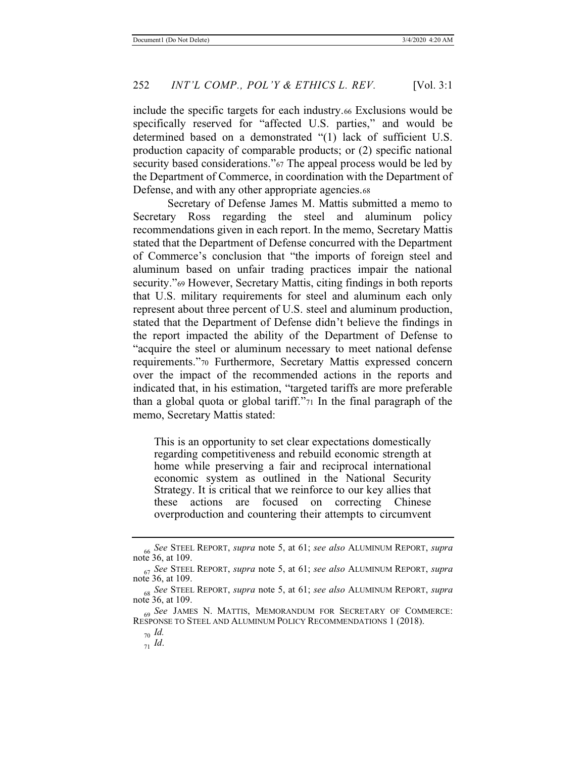include the specific targets for each industry.[66] Exclusions would be specifically reserved for "affected U.S. parties," and would be determined based on a demonstrated "(1) lack of sufficient U.S. production capacity of comparable products; or (2) specific national security based considerations."[67] The appeal process would be led by the Department of Commerce, in coordination with the Department of Defense, and with any other appropriate agencies.[68]

Secretary of Defense James M. Mattis submitted a memo to Secretary Ross regarding the steel and aluminum policy recommendations given in each report. In the memo, Secretary Mattis stated that the Department of Defense concurred with the Department of Commerce's conclusion that "the imports of foreign steel and aluminum based on unfair trading practices impair the national security."[69] However, Secretary Mattis, citing findings in both reports that U.S. military requirements for steel and aluminum each only represent about three percent of U.S. steel and aluminum production, stated that the Department of Defense didn't believe the findings in the report impacted the ability of the Department of Defense to "acquire the steel or aluminum necessary to meet national defense requirements."[70] Furthermore, Secretary Mattis expressed concern over the impact of the recommended actions in the reports and indicated that, in his estimation, "targeted tariffs are more preferable than a global quota or global tariff."[71] In the final paragraph of the memo, Secretary Mattis stated:

> This is an opportunity to set clear expectations domestically regarding competitiveness and rebuild economic strength at home while preserving a fair and reciprocal international economic system as outlined in the National Security Strategy. It is critical that we reinforce to our key allies that these actions are focused on correcting Chinese overproduction and countering their attempts to circumvent

---

[66] *See* STEEL REPORT, *supra* note 5, at 61; *see also* ALUMINUM REPORT, *supra* note 36, at 109.

[67] *See* STEEL REPORT, *supra* note 5, at 61; *see also* ALUMINUM REPORT, *supra* note 36, at 109.

[68] *See* STEEL REPORT, *supra* note 5, at 61; *see also* ALUMINUM REPORT, *supra* note 36, at 109.

[69] *See* JAMES N. MATTIS, MEMORANDUM FOR SECRETARY OF COMMERCE: RESPONSE TO STEEL AND ALUMINUM POLICY RECOMMENDATIONS 1 (2018).

[70] *Id.*

[71] *Id*.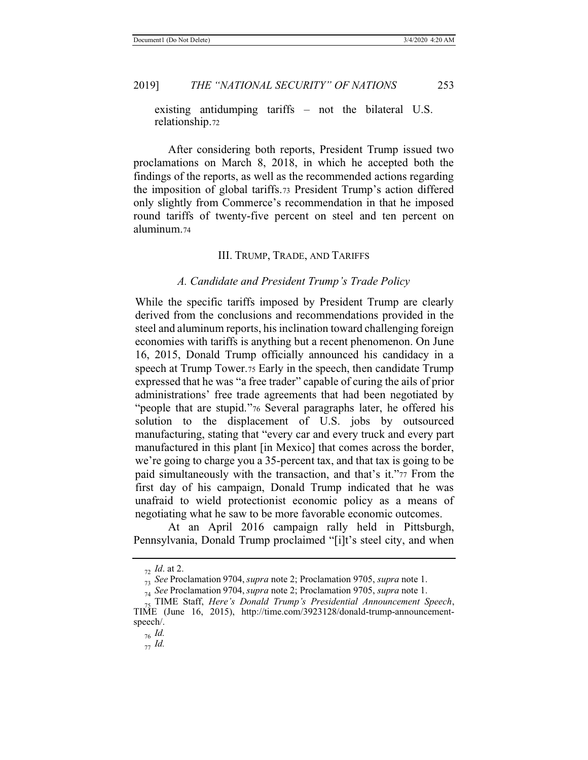existing antidumping tariffs – not the bilateral U.S. relationship.[72]

After considering both reports, President Trump issued two proclamations on March 8, 2018, in which he accepted both the findings of the reports, as well as the recommended actions regarding the imposition of global tariffs.[73] President Trump's action differed only slightly from Commerce's recommendation in that he imposed round tariffs of twenty-five percent on steel and ten percent on aluminum.[74]

## III. Trump, Trade, and Tariffs

### *A. Candidate and President Trump's Trade Policy*

While the specific tariffs imposed by President Trump are clearly derived from the conclusions and recommendations provided in the steel and aluminum reports, his inclination toward challenging foreign economies with tariffs is anything but a recent phenomenon. On June 16, 2015, Donald Trump officially announced his candidacy in a speech at Trump Tower.[75] Early in the speech, then candidate Trump expressed that he was "a free trader" capable of curing the ails of prior administrations' free trade agreements that had been negotiated by "people that are stupid."[76] Several paragraphs later, he offered his solution to the displacement of U.S. jobs by outsourced manufacturing, stating that "every car and every truck and every part manufactured in this plant [in Mexico] that comes across the border, we're going to charge you a 35-percent tax, and that tax is going to be paid simultaneously with the transaction, and that's it."[77] From the first day of his campaign, Donald Trump indicated that he was unafraid to wield protectionist economic policy as a means of negotiating what he saw to be more favorable economic outcomes.

At an April 2016 campaign rally held in Pittsburgh, Pennsylvania, Donald Trump proclaimed "[i]t's steel city, and when

---

[72] *Id*. at 2.

[73] *See* Proclamation 9704, *supra* note 2; Proclamation 9705, *supra* note 1.

[74] *See* Proclamation 9704, *supra* note 2; Proclamation 9705, *supra* note 1.

[75] TIME Staff, *Here's Donald Trump's Presidential Announcement Speech*, TIME (June 16, 2015), http://time.com/3923128/donald-trump-announcement-speech/.

[76] *Id.*

[77] *Id.*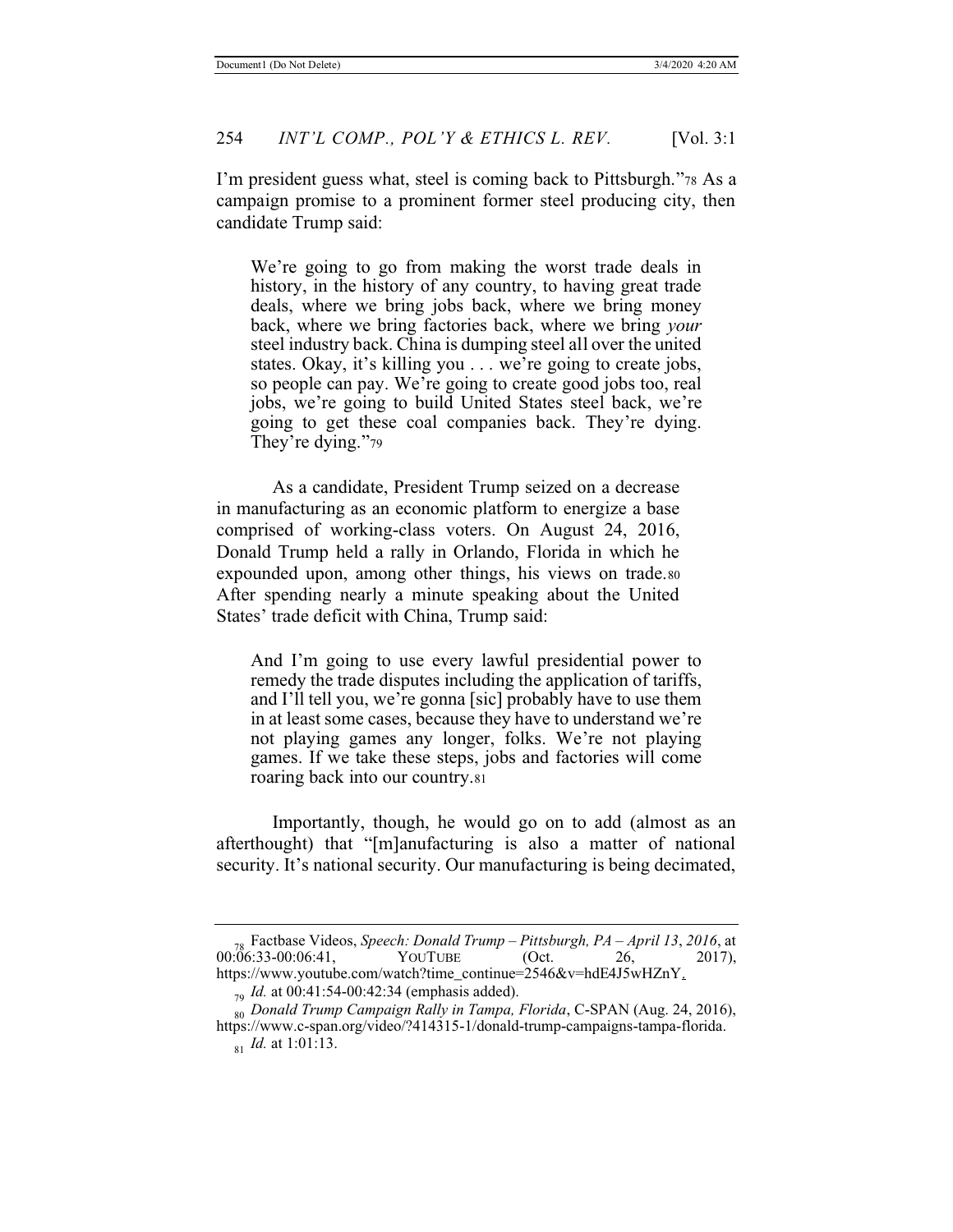I'm president guess what, steel is coming back to Pittsburgh."[78] As a campaign promise to a prominent former steel producing city, then candidate Trump said:

> We're going to go from making the worst trade deals in history, in the history of any country, to having great trade deals, where we bring jobs back, where we bring money back, where we bring factories back, where we bring *your* steel industry back. China is dumping steel all over the united states. Okay, it's killing you . . . we're going to create jobs, so people can pay. We're going to create good jobs too, real jobs, we're going to build United States steel back, we're going to get these coal companies back. They're dying. They're dying."[79]

As a candidate, President Trump seized on a decrease in manufacturing as an economic platform to energize a base comprised of working-class voters. On August 24, 2016, Donald Trump held a rally in Orlando, Florida in which he expounded upon, among other things, his views on trade.[80] After spending nearly a minute speaking about the United States' trade deficit with China, Trump said:

> And I'm going to use every lawful presidential power to remedy the trade disputes including the application of tariffs, and I'll tell you, we're gonna [sic] probably have to use them in at least some cases, because they have to understand we're not playing games any longer, folks. We're not playing games. If we take these steps, jobs and factories will come roaring back into our country.[81]

Importantly, though, he would go on to add (almost as an afterthought) that "[m]anufacturing is also a matter of national security. It's national security. Our manufacturing is being decimated,

---

[78] Factbase Videos, *Speech: Donald Trump – Pittsburgh, PA – April 13*, *2016*, at 00:06:33-00:06:41, YOUTUBE (Oct. 26, 2017), https://www.youtube.com/watch?time_continue=2546&v=hdE4J5wHZnY.

[79] *Id.* at 00:41:54-00:42:34 (emphasis added).

[80] *Donald Trump Campaign Rally in Tampa, Florida*, C-SPAN (Aug. 24, 2016), https://www.c-span.org/video/?414315-1/donald-trump-campaigns-tampa-florida.

[81] *Id.* at 1:01:13.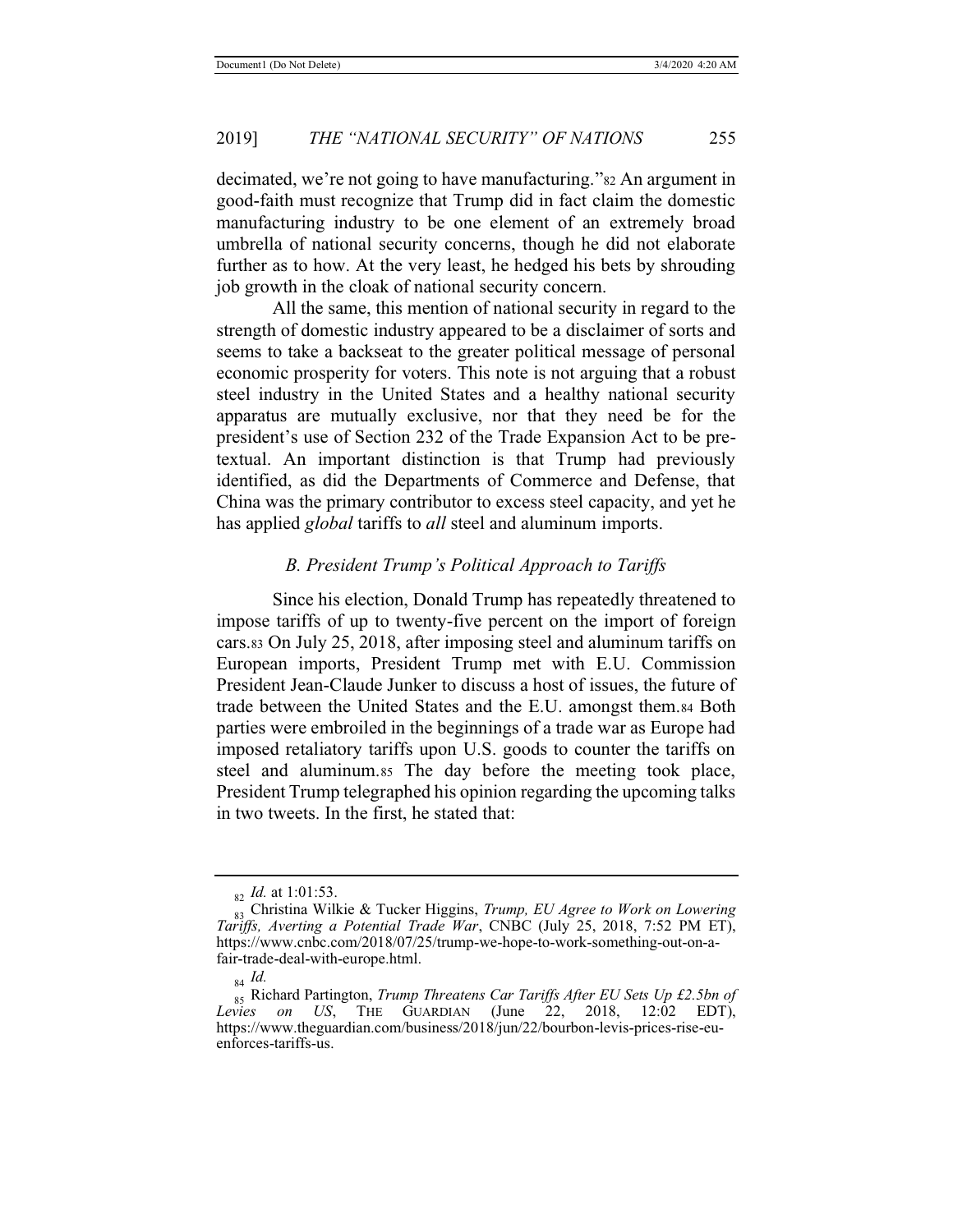decimated, we're not going to have manufacturing."[82] An argument in good-faith must recognize that Trump did in fact claim the domestic manufacturing industry to be one element of an extremely broad umbrella of national security concerns, though he did not elaborate further as to how. At the very least, he hedged his bets by shrouding job growth in the cloak of national security concern.

All the same, this mention of national security in regard to the strength of domestic industry appeared to be a disclaimer of sorts and seems to take a backseat to the greater political message of personal economic prosperity for voters. This note is not arguing that a robust steel industry in the United States and a healthy national security apparatus are mutually exclusive, nor that they need be for the president's use of Section 232 of the Trade Expansion Act to be pre-textual. An important distinction is that Trump had previously identified, as did the Departments of Commerce and Defense, that China was the primary contributor to excess steel capacity, and yet he has applied *global* tariffs to *all* steel and aluminum imports.

### *B. President Trump's Political Approach to Tariffs*

Since his election, Donald Trump has repeatedly threatened to impose tariffs of up to twenty-five percent on the import of foreign cars.[83] On July 25, 2018, after imposing steel and aluminum tariffs on European imports, President Trump met with E.U. Commission President Jean-Claude Junker to discuss a host of issues, the future of trade between the United States and the E.U. amongst them.[84] Both parties were embroiled in the beginnings of a trade war as Europe had imposed retaliatory tariffs upon U.S. goods to counter the tariffs on steel and aluminum.[85] The day before the meeting took place, President Trump telegraphed his opinion regarding the upcoming talks in two tweets. In the first, he stated that:

---

[82] *Id.* at 1:01:53.

[83] Christina Wilkie & Tucker Higgins, *Trump, EU Agree to Work on Lowering Tariffs, Averting a Potential Trade War*, CNBC (July 25, 2018, 7:52 PM ET), https://www.cnbc.com/2018/07/25/trump-we-hope-to-work-something-out-on-a-fair-trade-deal-with-europe.html.

[84] *Id.*

[85] Richard Partington, *Trump Threatens Car Tariffs After EU Sets Up £2.5bn of Levies on US*, THE GUARDIAN (June 22, 2018, 12:02 EDT), https://www.theguardian.com/business/2018/jun/22/bourbon-levis-prices-rise-eu-enforces-tariffs-us.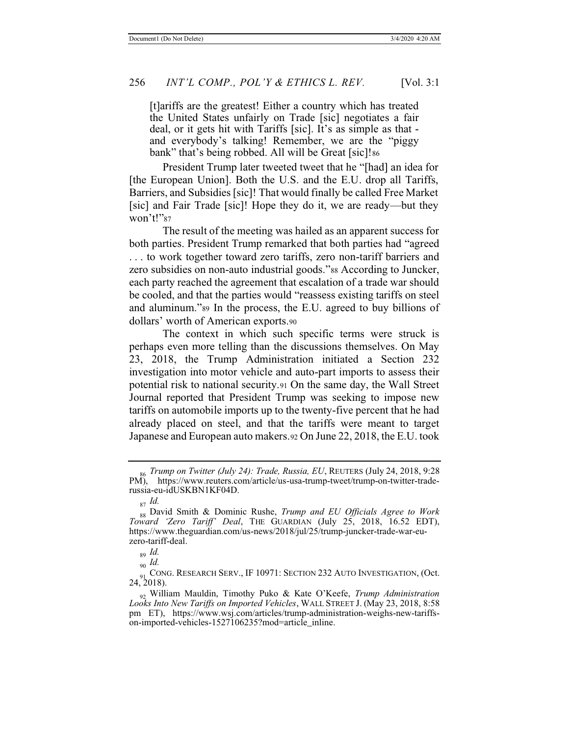> [t]ariffs are the greatest! Either a country which has treated the United States unfairly on Trade [sic] negotiates a fair deal, or it gets hit with Tariffs [sic]. It's as simple as that - and everybody's talking! Remember, we are the "piggy bank" that's being robbed. All will be Great [sic]![86]

President Trump later tweeted tweet that he "[had] an idea for [the European Union]. Both the U.S. and the E.U. drop all Tariffs, Barriers, and Subsidies [sic]! That would finally be called Free Market [sic] and Fair Trade [sic]! Hope they do it, we are ready—but they won't!"[87]

The result of the meeting was hailed as an apparent success for both parties. President Trump remarked that both parties had "agreed . . . to work together toward zero tariffs, zero non-tariff barriers and zero subsidies on non-auto industrial goods."[88] According to Juncker, each party reached the agreement that escalation of a trade war should be cooled, and that the parties would "reassess existing tariffs on steel and aluminum."[89] In the process, the E.U. agreed to buy billions of dollars' worth of American exports.[90]

The context in which such specific terms were struck is perhaps even more telling than the discussions themselves. On May 23, 2018, the Trump Administration initiated a Section 232 investigation into motor vehicle and auto-part imports to assess their potential risk to national security.[91] On the same day, the Wall Street Journal reported that President Trump was seeking to impose new tariffs on automobile imports up to the twenty-five percent that he had already placed on steel, and that the tariffs were meant to target Japanese and European auto makers.[92] On June 22, 2018, the E.U. took

---

[86] *Trump on Twitter (July 24): Trade, Russia, EU*, REUTERS (July 24, 2018, 9:28 PM), https://www.reuters.com/article/us-usa-trump-tweet/trump-on-twitter-trade-russia-eu-idUSKBN1KF04D.

[87] *Id.*

[88] David Smith & Dominic Rushe, *Trump and EU Officials Agree to Work Toward 'Zero Tariff' Deal*, THE GUARDIAN (July 25, 2018, 16.52 EDT), https://www.theguardian.com/us-news/2018/jul/25/trump-juncker-trade-war-eu-zero-tariff-deal.

[89] *Id.*

[90] *Id.*

[91] CONG. RESEARCH SERV., IF 10971: SECTION 232 AUTO INVESTIGATION, (Oct. 24, 2018).

[92] William Mauldin, Timothy Puko & Kate O'Keefe, *Trump Administration Looks Into New Tariffs on Imported Vehicles*, WALL STREET J. (May 23, 2018, 8:58 pm ET), https://www.wsj.com/articles/trump-administration-weighs-new-tariffs-on-imported-vehicles-1527106235?mod=article_inline.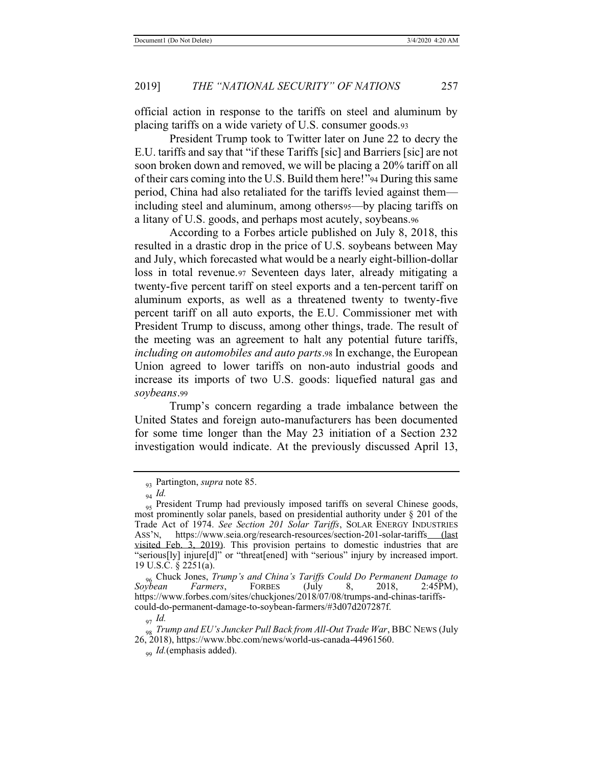official action in response to the tariffs on steel and aluminum by placing tariffs on a wide variety of U.S. consumer goods.[93]

President Trump took to Twitter later on June 22 to decry the E.U. tariffs and say that "if these Tariffs [sic] and Barriers [sic] are not soon broken down and removed, we will be placing a 20% tariff on all of their cars coming into the U.S. Build them here!"[94] During this same period, China had also retaliated for the tariffs levied against them—including steel and aluminum, among others[95]—by placing tariffs on a litany of U.S. goods, and perhaps most acutely, soybeans.[96]

According to a Forbes article published on July 8, 2018, this resulted in a drastic drop in the price of U.S. soybeans between May and July, which forecasted what would be a nearly eight-billion-dollar loss in total revenue.[97] Seventeen days later, already mitigating a twenty-five percent tariff on steel exports and a ten-percent tariff on aluminum exports, as well as a threatened twenty to twenty-five percent tariff on all auto exports, the E.U. Commissioner met with President Trump to discuss, among other things, trade. The result of the meeting was an agreement to halt any potential future tariffs, *including on automobiles and auto parts*.[98] In exchange, the European Union agreed to lower tariffs on non-auto industrial goods and increase its imports of two U.S. goods: liquefied natural gas and *soybeans*.[99]

Trump's concern regarding a trade imbalance between the United States and foreign auto-manufacturers has been documented for some time longer than the May 23 initiation of a Section 232 investigation would indicate. At the previously discussed April 13,

---

[93] Partington, *supra* note 85.

[94] *Id.*

[95] President Trump had previously imposed tariffs on several Chinese goods, most prominently solar panels, based on presidential authority under § 201 of the Trade Act of 1974. *See Section 201 Solar Tariffs*, SOLAR ENERGY INDUSTRIES ASS'N, https://www.seia.org/research-resources/section-201-solar-tariffs (last visited Feb. 3, 2019). This provision pertains to domestic industries that are "serious[ly] injure[d]" or "threat[ened] with "serious" injury by increased import. 19 U.S.C. § 2251(a).

[96] Chuck Jones, *Trump's and China's Tariffs Could Do Permanent Damage to Soybean Farmers*, FORBES (July 8, 2018, 2:45PM), https://www.forbes.com/sites/chuckjones/2018/07/08/trumps-and-chinas-tariffs-could-do-permanent-damage-to-soybean-farmers/#3d07d207287f.

[97] *Id.*

[98] *Trump and EU's Juncker Pull Back from All-Out Trade War*, BBC NEWS (July 26, 2018), https://www.bbc.com/news/world-us-canada-44961560.

[99] *Id.*(emphasis added).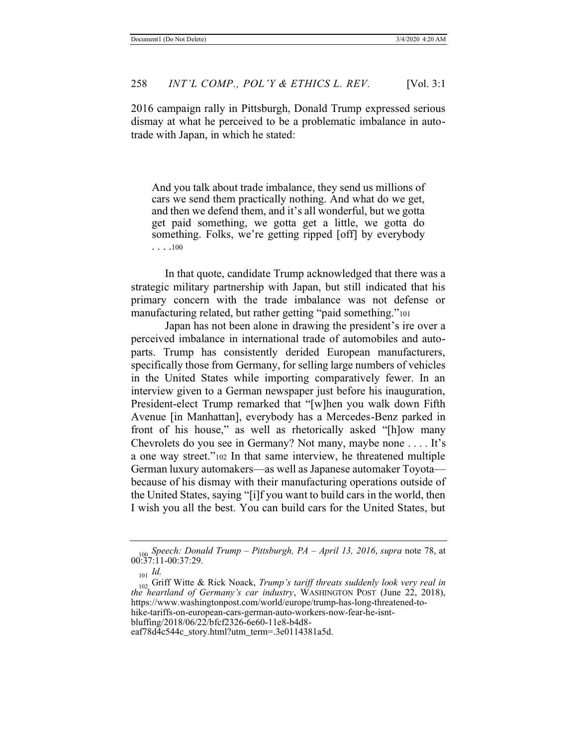2016 campaign rally in Pittsburgh, Donald Trump expressed serious dismay at what he perceived to be a problematic imbalance in auto-trade with Japan, in which he stated:

> And you talk about trade imbalance, they send us millions of cars we send them practically nothing. And what do we get, and then we defend them, and it's all wonderful, but we gotta get paid something, we gotta get a little, we gotta do something. Folks, we're getting ripped [off] by everybody . . . .[100]

In that quote, candidate Trump acknowledged that there was a strategic military partnership with Japan, but still indicated that his primary concern with the trade imbalance was not defense or manufacturing related, but rather getting "paid something."[101]

Japan has not been alone in drawing the president's ire over a perceived imbalance in international trade of automobiles and auto-parts. Trump has consistently derided European manufacturers, specifically those from Germany, for selling large numbers of vehicles in the United States while importing comparatively fewer. In an interview given to a German newspaper just before his inauguration, President-elect Trump remarked that "[w]hen you walk down Fifth Avenue [in Manhattan], everybody has a Mercedes-Benz parked in front of his house," as well as rhetorically asked "[h]ow many Chevrolets do you see in Germany? Not many, maybe none . . . . It's a one way street."[102] In that same interview, he threatened multiple German luxury automakers—as well as Japanese automaker Toyota—because of his dismay with their manufacturing operations outside of the United States, saying "[i]f you want to build cars in the world, then I wish you all the best. You can build cars for the United States, but

---

[100] *Speech: Donald Trump – Pittsburgh, PA – April 13, 2016*, *supra* note 78, at 00:37:11-00:37:29.

[101] *Id.*

[102] Griff Witte & Rick Noack, *Trump's tariff threats suddenly look very real in the heartland of Germany's car industry*, WASHINGTON POST (June 22, 2018), https://www.washingtonpost.com/world/europe/trump-has-long-threatened-to-hike-tariffs-on-european-cars-german-auto-workers-now-fear-he-isnt-bluffing/2018/06/22/bfcf2326-6e60-11e8-b4d8-eaf78d4c544c_story.html?utm_term=.3e0114381a5d.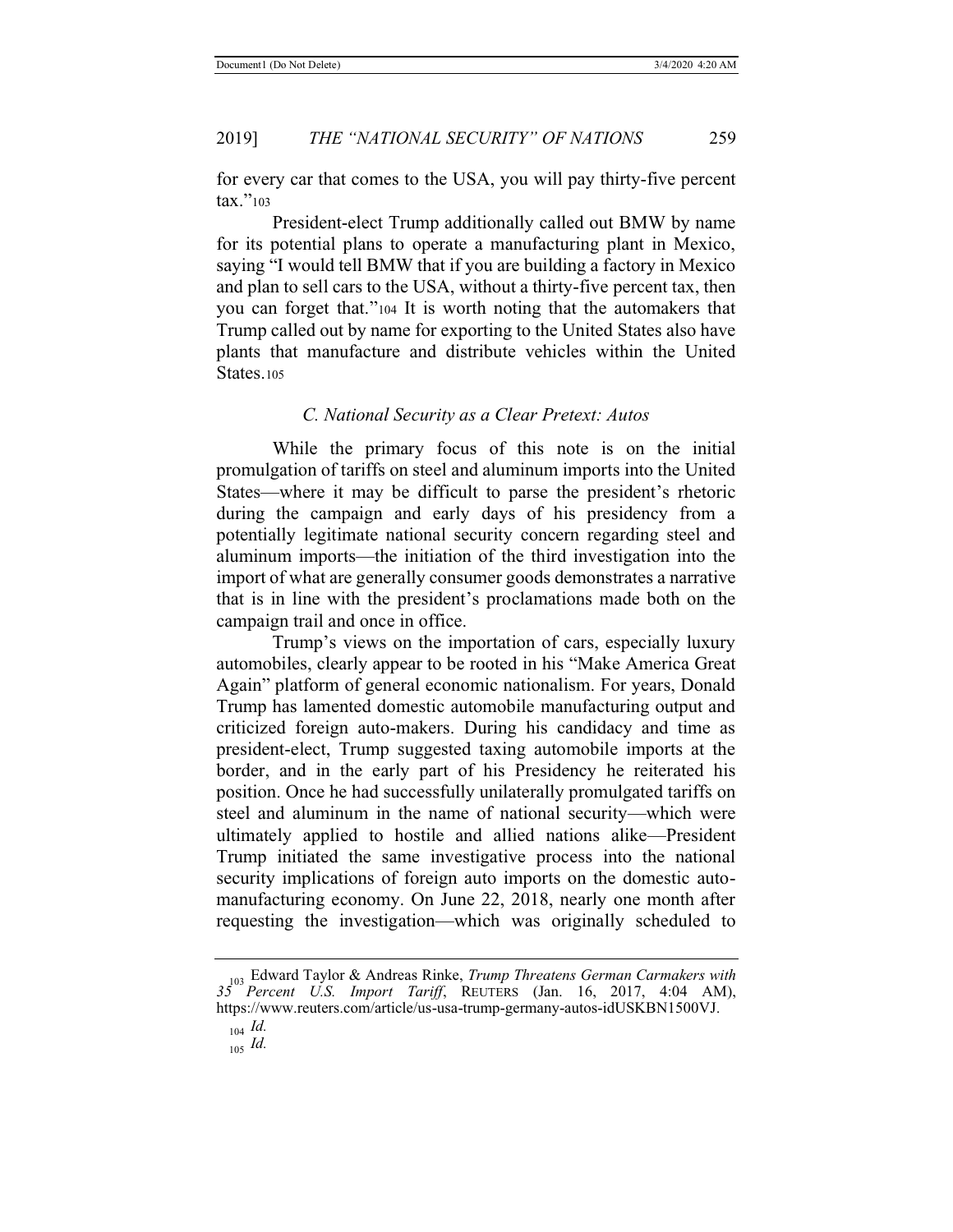for every car that comes to the USA, you will pay thirty-five percent tax."[103]

President-elect Trump additionally called out BMW by name for its potential plans to operate a manufacturing plant in Mexico, saying "I would tell BMW that if you are building a factory in Mexico and plan to sell cars to the USA, without a thirty-five percent tax, then you can forget that."[104] It is worth noting that the automakers that Trump called out by name for exporting to the United States also have plants that manufacture and distribute vehicles within the United States.[105]

### *C. National Security as a Clear Pretext: Autos*

While the primary focus of this note is on the initial promulgation of tariffs on steel and aluminum imports into the United States—where it may be difficult to parse the president's rhetoric during the campaign and early days of his presidency from a potentially legitimate national security concern regarding steel and aluminum imports—the initiation of the third investigation into the import of what are generally consumer goods demonstrates a narrative that is in line with the president's proclamations made both on the campaign trail and once in office.

Trump's views on the importation of cars, especially luxury automobiles, clearly appear to be rooted in his "Make America Great Again" platform of general economic nationalism. For years, Donald Trump has lamented domestic automobile manufacturing output and criticized foreign auto-makers. During his candidacy and time as president-elect, Trump suggested taxing automobile imports at the border, and in the early part of his Presidency he reiterated his position. Once he had successfully unilaterally promulgated tariffs on steel and aluminum in the name of national security—which were ultimately applied to hostile and allied nations alike—President Trump initiated the same investigative process into the national security implications of foreign auto imports on the domestic auto-manufacturing economy. On June 22, 2018, nearly one month after requesting the investigation—which was originally scheduled to

---

[103] Edward Taylor & Andreas Rinke, *Trump Threatens German Carmakers with 35 Percent U.S. Import Tariff*, REUTERS (Jan. 16, 2017, 4:04 AM), https://www.reuters.com/article/us-usa-trump-germany-autos-idUSKBN1500VJ.

[104] *Id.*

[105] *Id.*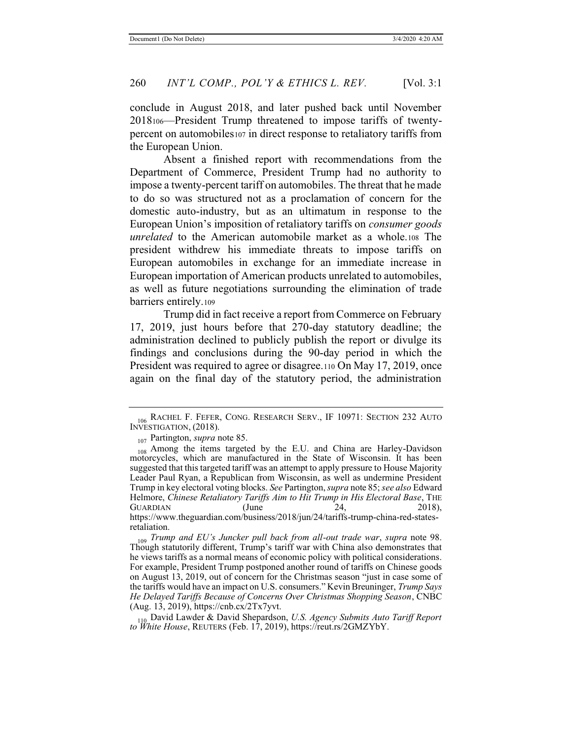conclude in August 2018, and later pushed back until November 2018[106]—President Trump threatened to impose tariffs of twenty-percent on automobiles[107] in direct response to retaliatory tariffs from the European Union.

Absent a finished report with recommendations from the Department of Commerce, President Trump had no authority to impose a twenty-percent tariff on automobiles. The threat that he made to do so was structured not as a proclamation of concern for the domestic auto-industry, but as an ultimatum in response to the European Union's imposition of retaliatory tariffs on *consumer goods unrelated* to the American automobile market as a whole.[108] The president withdrew his immediate threats to impose tariffs on European automobiles in exchange for an immediate increase in European importation of American products unrelated to automobiles, as well as future negotiations surrounding the elimination of trade barriers entirely.[109]

Trump did in fact receive a report from Commerce on February 17, 2019, just hours before that 270-day statutory deadline; the administration declined to publicly publish the report or divulge its findings and conclusions during the 90-day period in which the President was required to agree or disagree.[110] On May 17, 2019, once again on the final day of the statutory period, the administration

---

[106] RACHEL F. FEFER, CONG. RESEARCH SERV., IF 10971: SECTION 232 AUTO INVESTIGATION, (2018).

[107] Partington, *supra* note 85.

[108] Among the items targeted by the E.U. and China are Harley-Davidson motorcycles, which are manufactured in the State of Wisconsin. It has been suggested that this targeted tariff was an attempt to apply pressure to House Majority Leader Paul Ryan, a Republican from Wisconsin, as well as undermine President Trump in key electoral voting blocks. *See* Partington, *supra* note 85; *see also* Edward Helmore, *Chinese Retaliatory Tariffs Aim to Hit Trump in His Electoral Base*, THE GUARDIAN (June 24, 2018), https://www.theguardian.com/business/2018/jun/24/tariffs-trump-china-red-states-retaliation.

[109] *Trump and EU's Juncker pull back from all-out trade war*, *supra* note 98. Though statutorily different, Trump's tariff war with China also demonstrates that he views tariffs as a normal means of economic policy with political considerations. For example, President Trump postponed another round of tariffs on Chinese goods on August 13, 2019, out of concern for the Christmas season "just in case some of the tariffs would have an impact on U.S. consumers." Kevin Breuninger, *Trump Says He Delayed Tariffs Because of Concerns Over Christmas Shopping Season*, CNBC (Aug. 13, 2019), https://cnb.cx/2Tx7yvt.

[110] David Lawder & David Shepardson, *U.S. Agency Submits Auto Tariff Report to White House*, REUTERS (Feb. 17, 2019), https://reut.rs/2GMZYbY.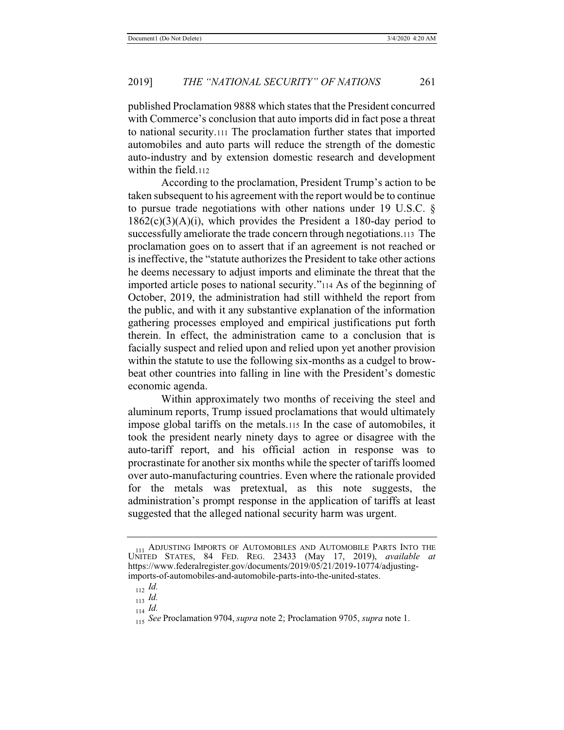published Proclamation 9888 which states that the President concurred with Commerce's conclusion that auto imports did in fact pose a threat to national security.[111] The proclamation further states that imported automobiles and auto parts will reduce the strength of the domestic auto-industry and by extension domestic research and development within the field.[112]

According to the proclamation, President Trump's action to be taken subsequent to his agreement with the report would be to continue to pursue trade negotiations with other nations under 19 U.S.C. § 1862(c)(3)(A)(i), which provides the President a 180-day period to successfully ameliorate the trade concern through negotiations.[113] The proclamation goes on to assert that if an agreement is not reached or is ineffective, the "statute authorizes the President to take other actions he deems necessary to adjust imports and eliminate the threat that the imported article poses to national security."[114] As of the beginning of October, 2019, the administration had still withheld the report from the public, and with it any substantive explanation of the information gathering processes employed and empirical justifications put forth therein. In effect, the administration came to a conclusion that is facially suspect and relied upon and relied upon yet another provision within the statute to use the following six-months as a cudgel to brow-beat other countries into falling in line with the President's domestic economic agenda.

Within approximately two months of receiving the steel and aluminum reports, Trump issued proclamations that would ultimately impose global tariffs on the metals.[115] In the case of automobiles, it took the president nearly ninety days to agree or disagree with the auto-tariff report, and his official action in response was to procrastinate for another six months while the specter of tariffs loomed over auto-manufacturing countries. Even where the rationale provided for the metals was pretextual, as this note suggests, the administration's prompt response in the application of tariffs at least suggested that the alleged national security harm was urgent.

---

[111] ADJUSTING IMPORTS OF AUTOMOBILES AND AUTOMOBILE PARTS INTO THE UNITED STATES, 84 FED. REG. 23433 (May 17, 2019), *available at* https://www.federalregister.gov/documents/2019/05/21/2019-10774/adjusting-imports-of-automobiles-and-automobile-parts-into-the-united-states.

[112] *Id.*

[113] *Id.*

[114] *Id.*

[115] *See* Proclamation 9704, *supra* note 2; Proclamation 9705, *supra* note 1.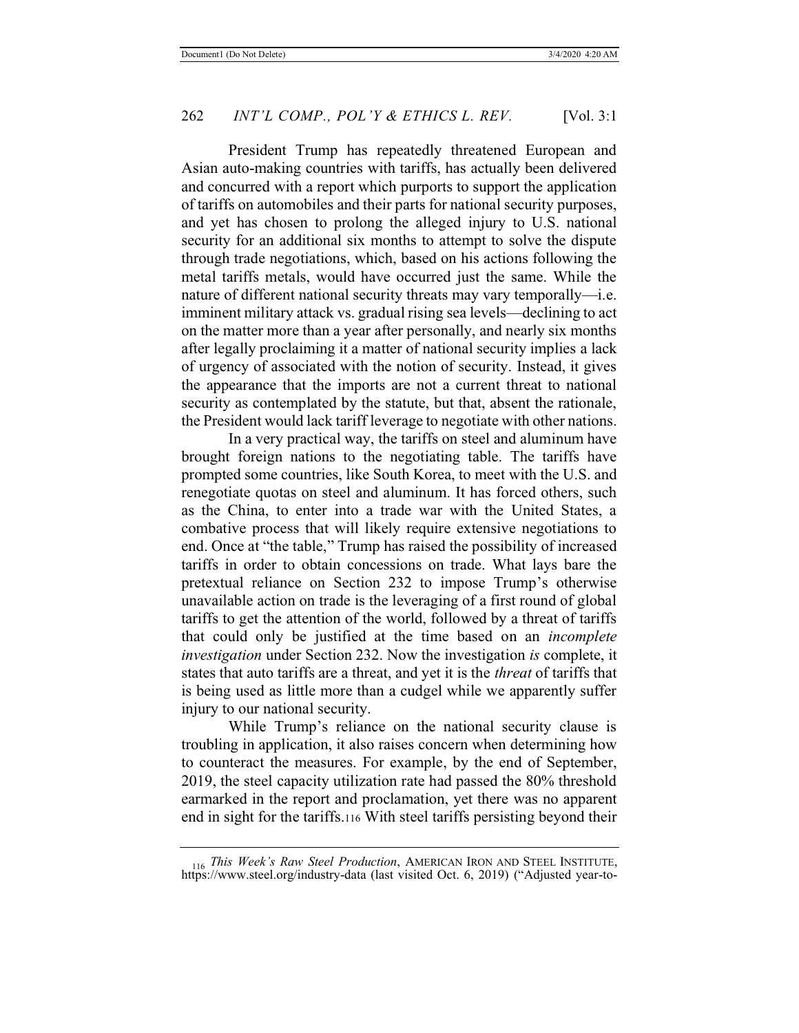President Trump has repeatedly threatened European and Asian auto-making countries with tariffs, has actually been delivered and concurred with a report which purports to support the application of tariffs on automobiles and their parts for national security purposes, and yet has chosen to prolong the alleged injury to U.S. national security for an additional six months to attempt to solve the dispute through trade negotiations, which, based on his actions following the metal tariffs metals, would have occurred just the same. While the nature of different national security threats may vary temporally—i.e. imminent military attack vs. gradual rising sea levels—declining to act on the matter more than a year after personally, and nearly six months after legally proclaiming it a matter of national security implies a lack of urgency of associated with the notion of security. Instead, it gives the appearance that the imports are not a current threat to national security as contemplated by the statute, but that, absent the rationale, the President would lack tariff leverage to negotiate with other nations.

In a very practical way, the tariffs on steel and aluminum have brought foreign nations to the negotiating table. The tariffs have prompted some countries, like South Korea, to meet with the U.S. and renegotiate quotas on steel and aluminum. It has forced others, such as the China, to enter into a trade war with the United States, a combative process that will likely require extensive negotiations to end. Once at "the table," Trump has raised the possibility of increased tariffs in order to obtain concessions on trade. What lays bare the pretextual reliance on Section 232 to impose Trump's otherwise unavailable action on trade is the leveraging of a first round of global tariffs to get the attention of the world, followed by a threat of tariffs that could only be justified at the time based on an *incomplete investigation* under Section 232. Now the investigation *is* complete, it states that auto tariffs are a threat, and yet it is the *threat* of tariffs that is being used as little more than a cudgel while we apparently suffer injury to our national security.

While Trump's reliance on the national security clause is troubling in application, it also raises concern when determining how to counteract the measures. For example, by the end of September, 2019, the steel capacity utilization rate had passed the 80% threshold earmarked in the report and proclamation, yet there was no apparent end in sight for the tariffs.[116] With steel tariffs persisting beyond their

[116] *This Week's Raw Steel Production*, AMERICAN IRON AND STEEL INSTITUTE, https://www.steel.org/industry-data (last visited Oct. 6, 2019) ("Adjusted year-to-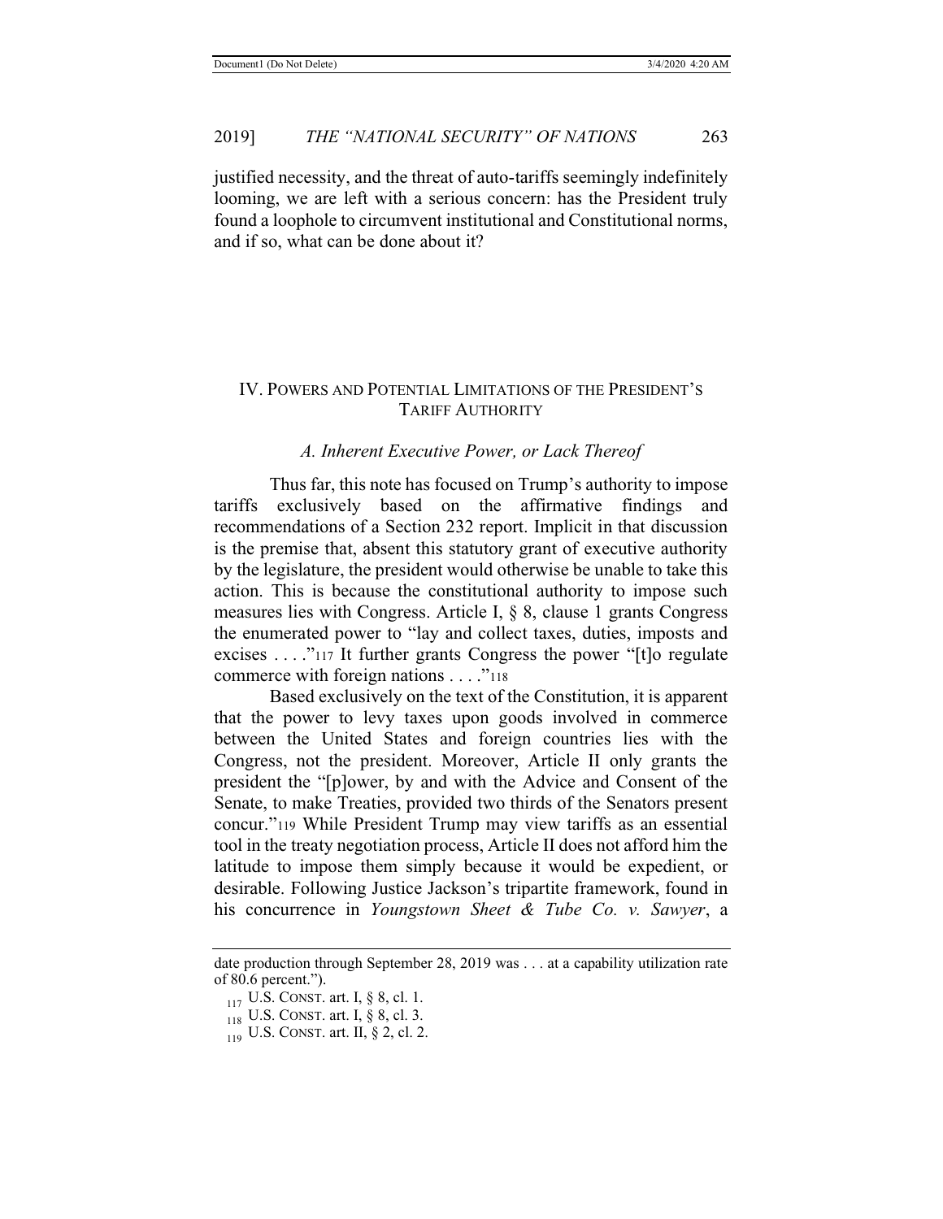justified necessity, and the threat of auto-tariffs seemingly indefinitely looming, we are left with a serious concern: has the President truly found a loophole to circumvent institutional and Constitutional norms, and if so, what can be done about it?

## IV. POWERS AND POTENTIAL LIMITATIONS OF THE PRESIDENT'S TARIFF AUTHORITY

### *A. Inherent Executive Power, or Lack Thereof*

Thus far, this note has focused on Trump's authority to impose tariffs exclusively based on the affirmative findings and recommendations of a Section 232 report. Implicit in that discussion is the premise that, absent this statutory grant of executive authority by the legislature, the president would otherwise be unable to take this action. This is because the constitutional authority to impose such measures lies with Congress. Article I, § 8, clause 1 grants Congress the enumerated power to "lay and collect taxes, duties, imposts and excises . . . ."[117] It further grants Congress the power "[t]o regulate commerce with foreign nations . . . ."[118]

Based exclusively on the text of the Constitution, it is apparent that the power to levy taxes upon goods involved in commerce between the United States and foreign countries lies with the Congress, not the president. Moreover, Article II only grants the president the "[p]ower, by and with the Advice and Consent of the Senate, to make Treaties, provided two thirds of the Senators present concur."[119] While President Trump may view tariffs as an essential tool in the treaty negotiation process, Article II does not afford him the latitude to impose them simply because it would be expedient, or desirable. Following Justice Jackson's tripartite framework, found in his concurrence in *Youngstown Sheet & Tube Co. v. Sawyer*, a

---

date production through September 28, 2019 was . . . at a capability utilization rate of 80.6 percent.").

[117] U.S. CONST. art. I, § 8, cl. 1.

[118] U.S. CONST. art. I, § 8, cl. 3.

[119] U.S. CONST. art. II, § 2, cl. 2.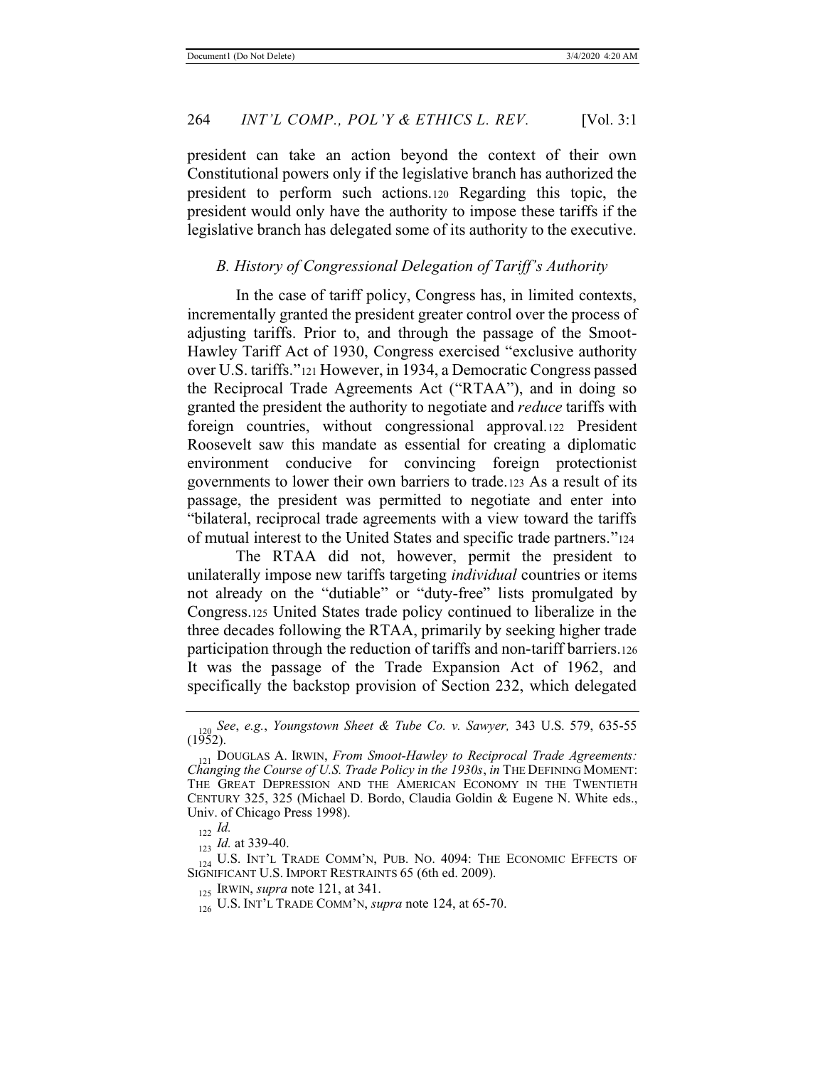president can take an action beyond the context of their own Constitutional powers only if the legislative branch has authorized the president to perform such actions.[120] Regarding this topic, the president would only have the authority to impose these tariffs if the legislative branch has delegated some of its authority to the executive.

### *B. History of Congressional Delegation of Tariff's Authority*

In the case of tariff policy, Congress has, in limited contexts, incrementally granted the president greater control over the process of adjusting tariffs. Prior to, and through the passage of the Smoot-Hawley Tariff Act of 1930, Congress exercised "exclusive authority over U.S. tariffs."[121] However, in 1934, a Democratic Congress passed the Reciprocal Trade Agreements Act ("RTAA"), and in doing so granted the president the authority to negotiate and *reduce* tariffs with foreign countries, without congressional approval.[122] President Roosevelt saw this mandate as essential for creating a diplomatic environment conducive for convincing foreign protectionist governments to lower their own barriers to trade.[123] As a result of its passage, the president was permitted to negotiate and enter into "bilateral, reciprocal trade agreements with a view toward the tariffs of mutual interest to the United States and specific trade partners."[124]

The RTAA did not, however, permit the president to unilaterally impose new tariffs targeting *individual* countries or items not already on the "dutiable" or "duty-free" lists promulgated by Congress.[125] United States trade policy continued to liberalize in the three decades following the RTAA, primarily by seeking higher trade participation through the reduction of tariffs and non-tariff barriers.[126] It was the passage of the Trade Expansion Act of 1962, and specifically the backstop provision of Section 232, which delegated

---

[120] *See*, *e.g.*, *Youngstown Sheet & Tube Co. v. Sawyer,* 343 U.S. 579, 635-55 (1952).

[121] DOUGLAS A. IRWIN, *From Smoot-Hawley to Reciprocal Trade Agreements: Changing the Course of U.S. Trade Policy in the 1930s*, *in* THE DEFINING MOMENT: THE GREAT DEPRESSION AND THE AMERICAN ECONOMY IN THE TWENTIETH CENTURY 325, 325 (Michael D. Bordo, Claudia Goldin & Eugene N. White eds., Univ. of Chicago Press 1998).

[122] *Id.*

[123] *Id.* at 339-40.

[124] U.S. INT'L TRADE COMM'N, PUB. NO. 4094: THE ECONOMIC EFFECTS OF SIGNIFICANT U.S. IMPORT RESTRAINTS 65 (6th ed. 2009).

[125] IRWIN, *supra* note 121, at 341.

[126] U.S. INT'L TRADE COMM'N, *supra* note 124, at 65-70.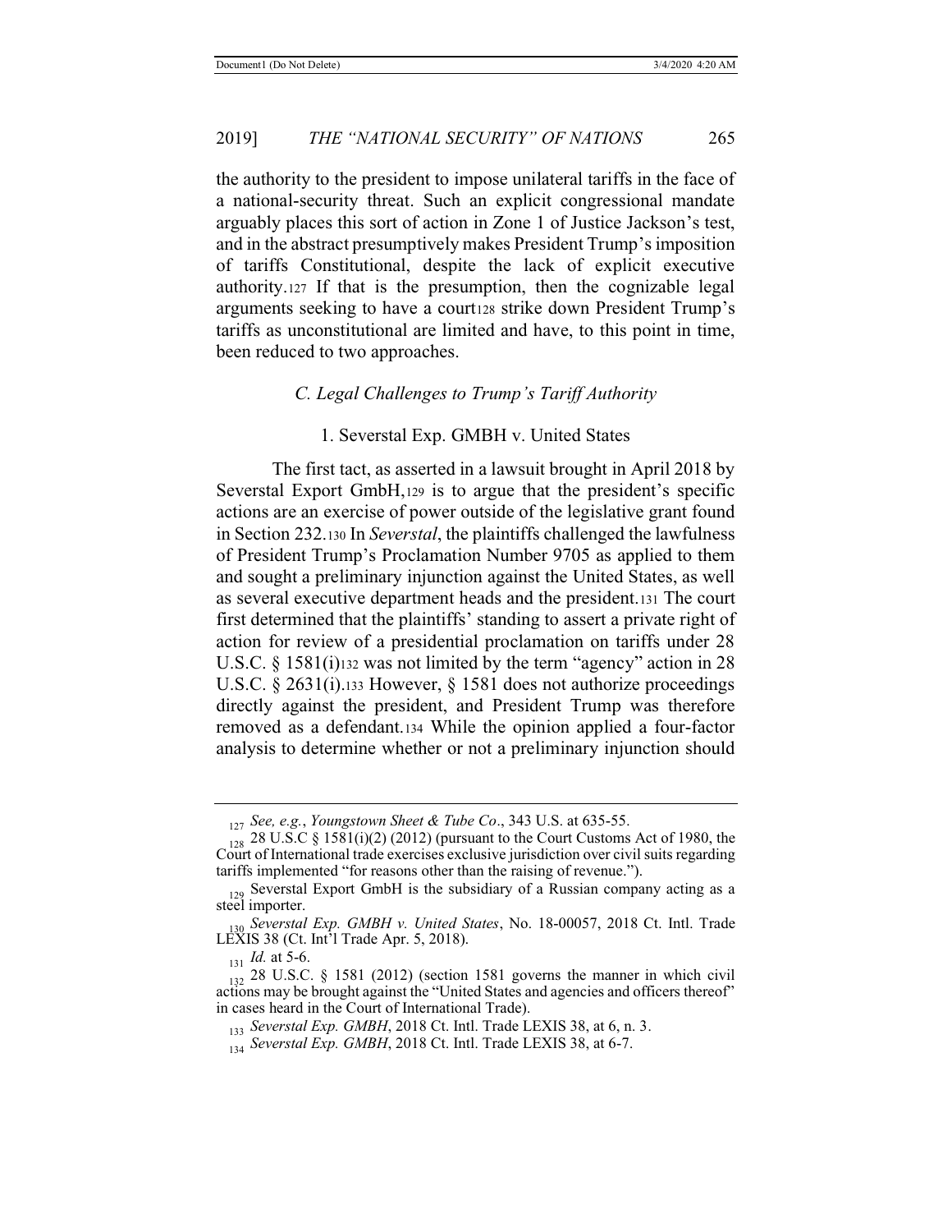the authority to the president to impose unilateral tariffs in the face of a national-security threat. Such an explicit congressional mandate arguably places this sort of action in Zone 1 of Justice Jackson's test, and in the abstract presumptively makes President Trump's imposition of tariffs Constitutional, despite the lack of explicit executive authority.[127] If that is the presumption, then the cognizable legal arguments seeking to have a court[128] strike down President Trump's tariffs as unconstitutional are limited and have, to this point in time, been reduced to two approaches.

### *C. Legal Challenges to Trump's Tariff Authority*

#### 1. Severstal Exp. GMBH v. United States

The first tact, as asserted in a lawsuit brought in April 2018 by Severstal Export GmbH,[129] is to argue that the president's specific actions are an exercise of power outside of the legislative grant found in Section 232.[130] In *Severstal*, the plaintiffs challenged the lawfulness of President Trump's Proclamation Number 9705 as applied to them and sought a preliminary injunction against the United States, as well as several executive department heads and the president.[131] The court first determined that the plaintiffs' standing to assert a private right of action for review of a presidential proclamation on tariffs under 28 U.S.C. § 1581(i)[132] was not limited by the term "agency" action in 28 U.S.C. § 2631(i).[133] However, § 1581 does not authorize proceedings directly against the president, and President Trump was therefore removed as a defendant.[134] While the opinion applied a four-factor analysis to determine whether or not a preliminary injunction should

---

[127] *See, e.g.*, *Youngstown Sheet & Tube Co*., 343 U.S. at 635-55.

[128] 28 U.S.C § 1581(i)(2) (2012) (pursuant to the Court Customs Act of 1980, the Court of International trade exercises exclusive jurisdiction over civil suits regarding tariffs implemented "for reasons other than the raising of revenue.").

[129] Severstal Export GmbH is the subsidiary of a Russian company acting as a steel importer.

[130] *Severstal Exp. GMBH v. United States*, No. 18-00057, 2018 Ct. Intl. Trade LEXIS 38 (Ct. Int'l Trade Apr. 5, 2018).

[131] *Id.* at 5-6.

[132] 28 U.S.C. § 1581 (2012) (section 1581 governs the manner in which civil actions may be brought against the "United States and agencies and officers thereof" in cases heard in the Court of International Trade).

[133] *Severstal Exp. GMBH*, 2018 Ct. Intl. Trade LEXIS 38, at 6, n. 3.

[134] *Severstal Exp. GMBH*, 2018 Ct. Intl. Trade LEXIS 38, at 6-7.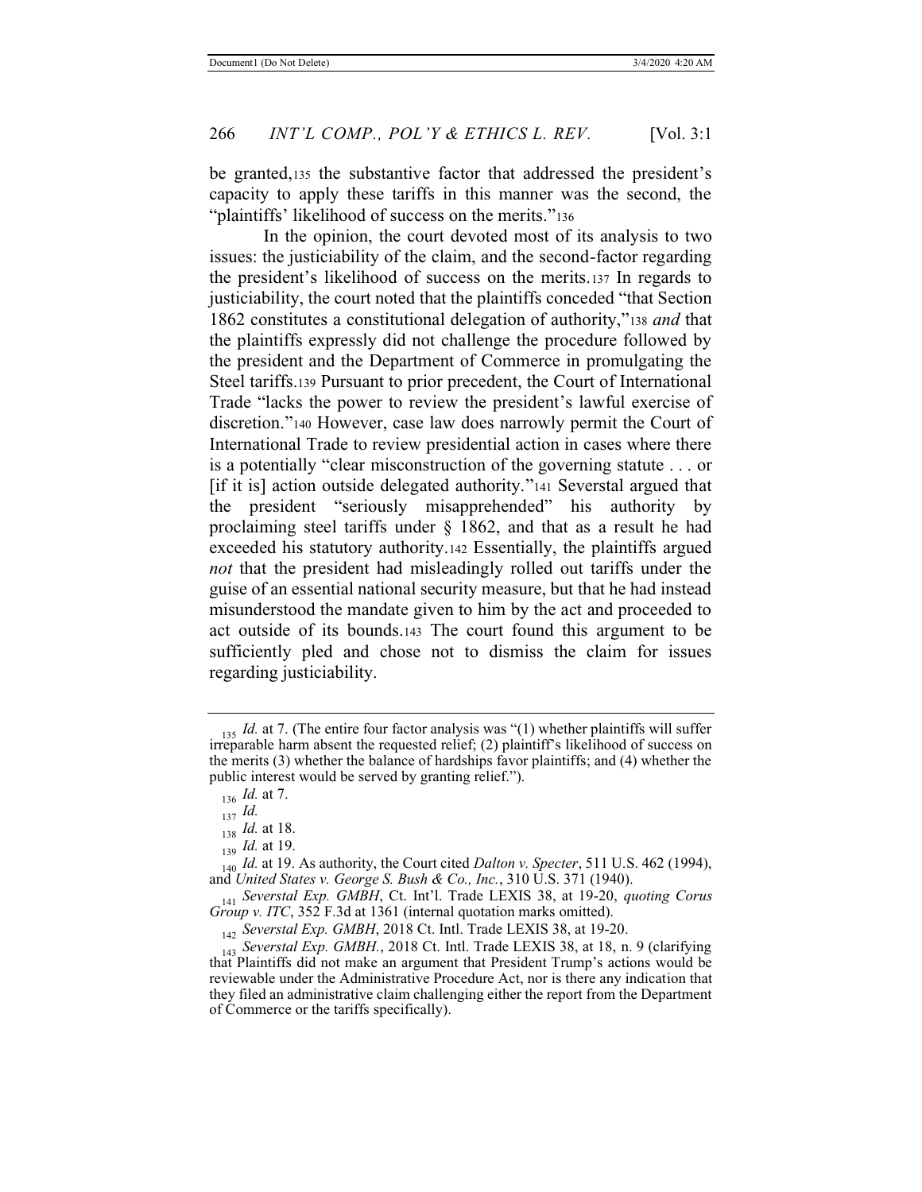be granted,[135] the substantive factor that addressed the president's capacity to apply these tariffs in this manner was the second, the "plaintiffs' likelihood of success on the merits."[136]

In the opinion, the court devoted most of its analysis to two issues: the justiciability of the claim, and the second-factor regarding the president's likelihood of success on the merits.[137] In regards to justiciability, the court noted that the plaintiffs conceded "that Section 1862 constitutes a constitutional delegation of authority,"[138] *and* that the plaintiffs expressly did not challenge the procedure followed by the president and the Department of Commerce in promulgating the Steel tariffs.[139] Pursuant to prior precedent, the Court of International Trade "lacks the power to review the president's lawful exercise of discretion."[140] However, case law does narrowly permit the Court of International Trade to review presidential action in cases where there is a potentially "clear misconstruction of the governing statute . . . or [if it is] action outside delegated authority."[141] Severstal argued that the president "seriously misapprehended" his authority by proclaiming steel tariffs under § 1862, and that as a result he had exceeded his statutory authority.[142] Essentially, the plaintiffs argued *not* that the president had misleadingly rolled out tariffs under the guise of an essential national security measure, but that he had instead misunderstood the mandate given to him by the act and proceeded to act outside of its bounds.[143] The court found this argument to be sufficiently pled and chose not to dismiss the claim for issues regarding justiciability.

---

[135] *Id.* at 7. (The entire four factor analysis was "(1) whether plaintiffs will suffer irreparable harm absent the requested relief; (2) plaintiff's likelihood of success on the merits (3) whether the balance of hardships favor plaintiffs; and (4) whether the public interest would be served by granting relief.").

[136] *Id.* at 7.

[137] *Id.*

[138] *Id.* at 18.

[139] *Id.* at 19.

[140] *Id.* at 19. As authority, the Court cited *Dalton v. Specter*, 511 U.S. 462 (1994), and *United States v. George S. Bush & Co., Inc.*, 310 U.S. 371 (1940).

[141] *Severstal Exp. GMBH*, Ct. Int'l. Trade LEXIS 38, at 19-20, *quoting Corus Group v. ITC*, 352 F.3d at 1361 (internal quotation marks omitted).

[142] *Severstal Exp. GMBH.*, 2018 Ct. Intl. Trade LEXIS 38, at 19-20.

[143] *Severstal Exp. GMBH.*, 2018 Ct. Intl. Trade LEXIS 38, at 18, n. 9 (clarifying that Plaintiffs did not make an argument that President Trump's actions would be reviewable under the Administrative Procedure Act, nor is there any indication that they filed an administrative claim challenging either the report from the Department of Commerce or the tariffs specifically).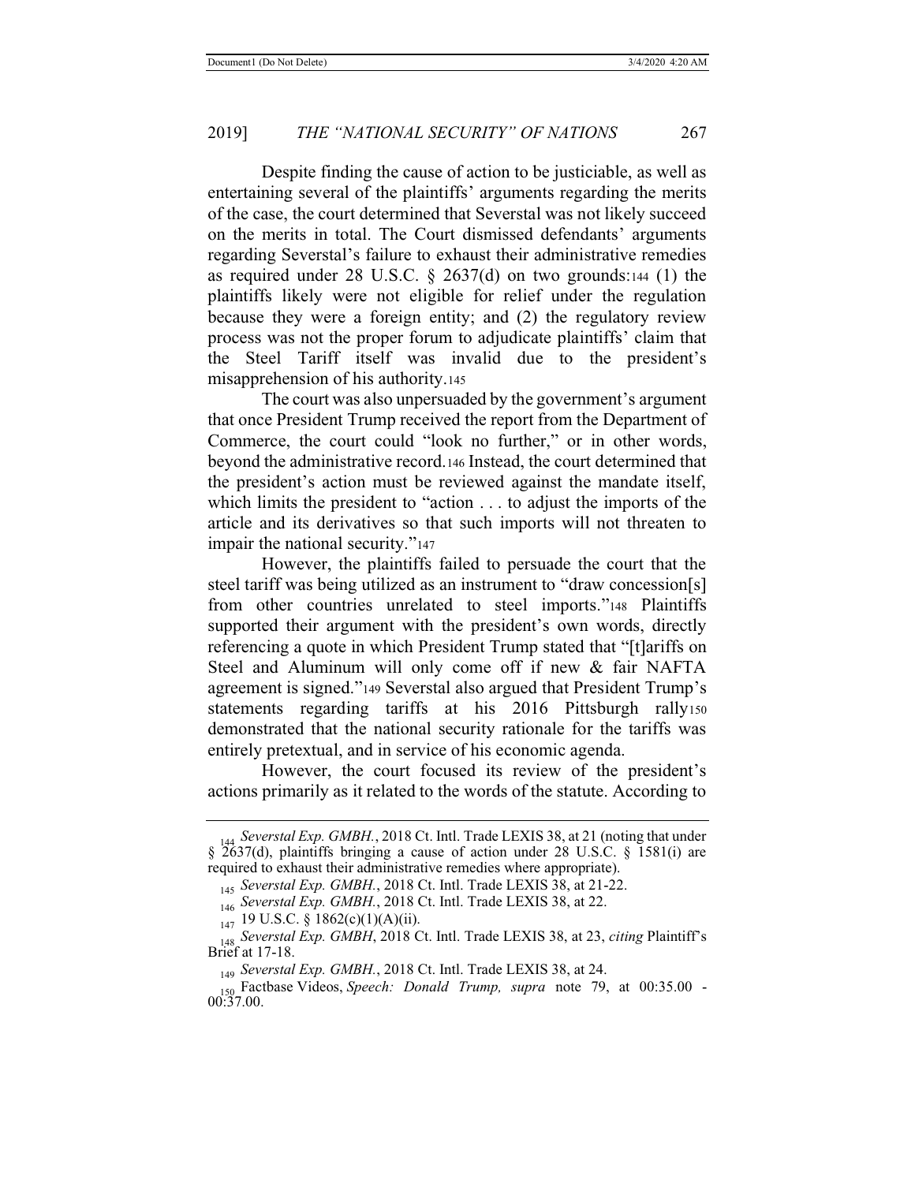Despite finding the cause of action to be justiciable, as well as entertaining several of the plaintiffs' arguments regarding the merits of the case, the court determined that Severstal was not likely succeed on the merits in total. The Court dismissed defendants' arguments regarding Severstal's failure to exhaust their administrative remedies as required under 28 U.S.C. § 2637(d) on two grounds:[144] (1) the plaintiffs likely were not eligible for relief under the regulation because they were a foreign entity; and (2) the regulatory review process was not the proper forum to adjudicate plaintiffs' claim that the Steel Tariff itself was invalid due to the president's misapprehension of his authority.[145]

The court was also unpersuaded by the government's argument that once President Trump received the report from the Department of Commerce, the court could "look no further," or in other words, beyond the administrative record.[146] Instead, the court determined that the president's action must be reviewed against the mandate itself, which limits the president to "action . . . to adjust the imports of the article and its derivatives so that such imports will not threaten to impair the national security."[147]

However, the plaintiffs failed to persuade the court that the steel tariff was being utilized as an instrument to "draw concession[s] from other countries unrelated to steel imports."[148] Plaintiffs supported their argument with the president's own words, directly referencing a quote in which President Trump stated that "[t]ariffs on Steel and Aluminum will only come off if new & fair NAFTA agreement is signed."[149] Severstal also argued that President Trump's statements regarding tariffs at his 2016 Pittsburgh rally[150] demonstrated that the national security rationale for the tariffs was entirely pretextual, and in service of his economic agenda.

However, the court focused its review of the president's actions primarily as it related to the words of the statute. According to

---

[144] *Severstal Exp. GMBH.*, 2018 Ct. Intl. Trade LEXIS 38, at 21 (noting that under § 2637(d), plaintiffs bringing a cause of action under 28 U.S.C. § 1581(i) are required to exhaust their administrative remedies where appropriate).

[145] *Severstal Exp. GMBH.*, 2018 Ct. Intl. Trade LEXIS 38, at 21-22.

[146] *Severstal Exp. GMBH.*, 2018 Ct. Intl. Trade LEXIS 38, at 22.

[147] 19 U.S.C. § 1862(c)(1)(A)(ii).

[148] *Severstal Exp. GMBH*, 2018 Ct. Intl. Trade LEXIS 38, at 23, *citing* Plaintiff's Brief at 17-18.

[149] *Severstal Exp. GMBH.*, 2018 Ct. Intl. Trade LEXIS 38, at 24.

[150] Factbase Videos, *Speech: Donald Trump, supra* note 79, at 00:35.00 - 00:37.00.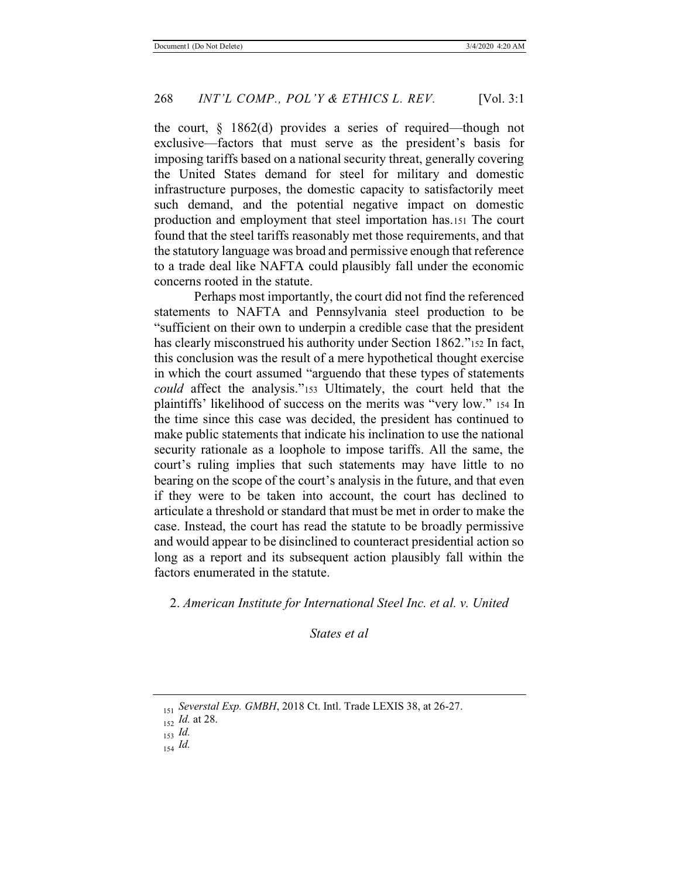the court, § 1862(d) provides a series of required—though not exclusive—factors that must serve as the president's basis for imposing tariffs based on a national security threat, generally covering the United States demand for steel for military and domestic infrastructure purposes, the domestic capacity to satisfactorily meet such demand, and the potential negative impact on domestic production and employment that steel importation has.[151] The court found that the steel tariffs reasonably met those requirements, and that the statutory language was broad and permissive enough that reference to a trade deal like NAFTA could plausibly fall under the economic concerns rooted in the statute.

Perhaps most importantly, the court did not find the referenced statements to NAFTA and Pennsylvania steel production to be "sufficient on their own to underpin a credible case that the president has clearly misconstrued his authority under Section 1862."[152] In fact, this conclusion was the result of a mere hypothetical thought exercise in which the court assumed "arguendo that these types of statements *could* affect the analysis."[153] Ultimately, the court held that the plaintiffs' likelihood of success on the merits was "very low." [154] In the time since this case was decided, the president has continued to make public statements that indicate his inclination to use the national security rationale as a loophole to impose tariffs. All the same, the court's ruling implies that such statements may have little to no bearing on the scope of the court's analysis in the future, and that even if they were to be taken into account, the court has declined to articulate a threshold or standard that must be met in order to make the case. Instead, the court has read the statute to be broadly permissive and would appear to be disinclined to counteract presidential action so long as a report and its subsequent action plausibly fall within the factors enumerated in the statute.

2. *American Institute for International Steel Inc. et al. v. United States et al*

---

[151] *Severstal Exp. GMBH*, 2018 Ct. Intl. Trade LEXIS 38, at 26-27.

[152] *Id.* at 28.

[153] *Id.*

[154] *Id.*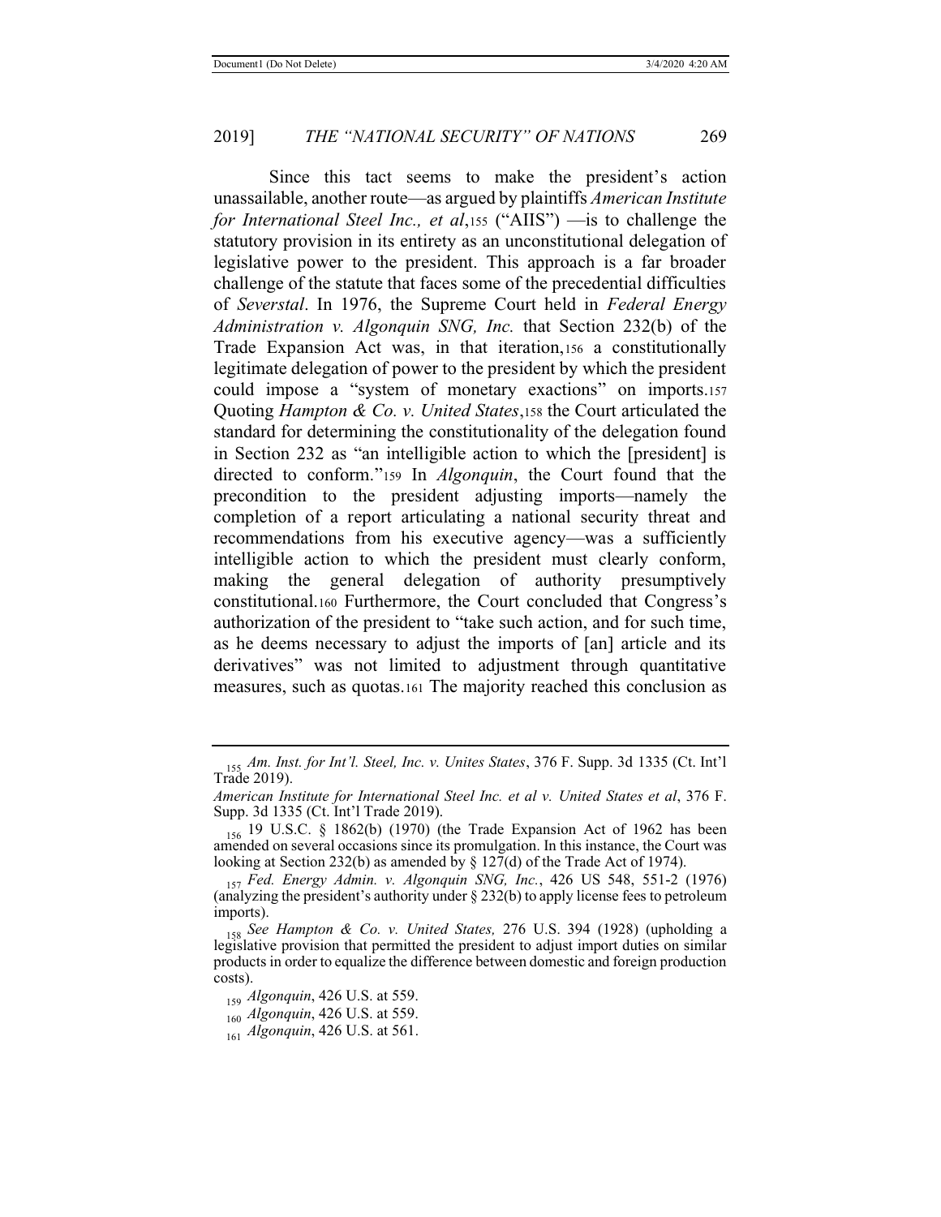Since this tact seems to make the president's action unassailable, another route—as argued by plaintiffs *American Institute for International Steel Inc., et al*,[155] ("AIIS") —is to challenge the statutory provision in its entirety as an unconstitutional delegation of legislative power to the president. This approach is a far broader challenge of the statute that faces some of the precedential difficulties of *Severstal*. In 1976, the Supreme Court held in *Federal Energy Administration v. Algonquin SNG, Inc.* that Section 232(b) of the Trade Expansion Act was, in that iteration,[156] a constitutionally legitimate delegation of power to the president by which the president could impose a "system of monetary exactions" on imports.[157] Quoting *Hampton & Co. v. United States*,[158] the Court articulated the standard for determining the constitutionality of the delegation found in Section 232 as "an intelligible action to which the [president] is directed to conform."[159] In *Algonquin*, the Court found that the precondition to the president adjusting imports—namely the completion of a report articulating a national security threat and recommendations from his executive agency—was a sufficiently intelligible action to which the president must clearly conform, making the general delegation of authority presumptively constitutional.[160] Furthermore, the Court concluded that Congress's authorization of the president to "take such action, and for such time, as he deems necessary to adjust the imports of [an] article and its derivatives" was not limited to adjustment through quantitative measures, such as quotas.[161] The majority reached this conclusion as

---

[155] *Am. Inst. for Int'l. Steel, Inc. v. Unites States*, 376 F. Supp. 3d 1335 (Ct. Int'l Trade 2019).

*American Institute for International Steel Inc. et al v. United States et al*, 376 F. Supp. 3d 1335 (Ct. Int'l Trade 2019).

[156] 19 U.S.C. § 1862(b) (1970) (the Trade Expansion Act of 1962 has been amended on several occasions since its promulgation. In this instance, the Court was looking at Section 232(b) as amended by § 127(d) of the Trade Act of 1974).

[157] *Fed. Energy Admin. v. Algonquin SNG, Inc.*, 426 US 548, 551-2 (1976) (analyzing the president's authority under § 232(b) to apply license fees to petroleum imports).

[158] *See Hampton & Co. v. United States,* 276 U.S. 394 (1928) (upholding a legislative provision that permitted the president to adjust import duties on similar products in order to equalize the difference between domestic and foreign production costs).

[159] *Algonquin*, 426 U.S. at 559.

[160] *Algonquin*, 426 U.S. at 559.

[161] *Algonquin*, 426 U.S. at 561.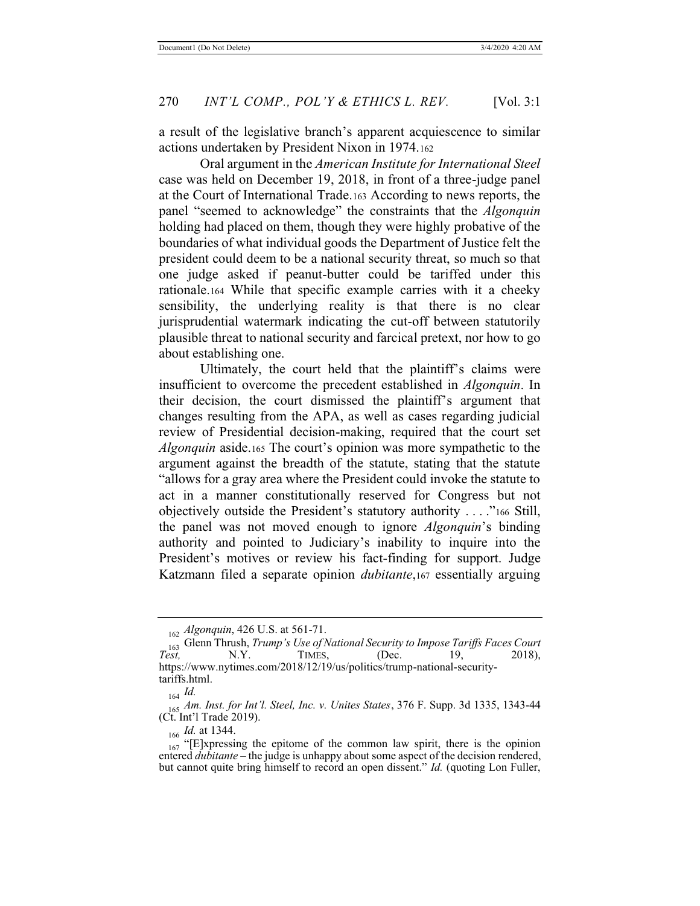a result of the legislative branch's apparent acquiescence to similar actions undertaken by President Nixon in 1974.[162]

Oral argument in the *American Institute for International Steel* case was held on December 19, 2018, in front of a three-judge panel at the Court of International Trade.[163] According to news reports, the panel "seemed to acknowledge" the constraints that the *Algonquin* holding had placed on them, though they were highly probative of the boundaries of what individual goods the Department of Justice felt the president could deem to be a national security threat, so much so that one judge asked if peanut-butter could be tariffed under this rationale.[164] While that specific example carries with it a cheeky sensibility, the underlying reality is that there is no clear jurisprudential watermark indicating the cut-off between statutorily plausible threat to national security and farcical pretext, nor how to go about establishing one.

Ultimately, the court held that the plaintiff's claims were insufficient to overcome the precedent established in *Algonquin*. In their decision, the court dismissed the plaintiff's argument that changes resulting from the APA, as well as cases regarding judicial review of Presidential decision-making, required that the court set *Algonquin* aside.[165] The court's opinion was more sympathetic to the argument against the breadth of the statute, stating that the statute "allows for a gray area where the President could invoke the statute to act in a manner constitutionally reserved for Congress but not objectively outside the President's statutory authority . . . ."[166] Still, the panel was not moved enough to ignore *Algonquin*'s binding authority and pointed to Judiciary's inability to inquire into the President's motives or review his fact-finding for support. Judge Katzmann filed a separate opinion *dubitante*,[167] essentially arguing

---

[162] *Algonquin*, 426 U.S. at 561-71.

[163] Glenn Thrush, *Trump's Use of National Security to Impose Tariffs Faces Court Test,* N.Y. TIMES, (Dec. 19, 2018), https://www.nytimes.com/2018/12/19/us/politics/trump-national-security-tariffs.html.

[164] *Id.*

[165] *Am. Inst. for Int'l. Steel, Inc. v. Unites States*, 376 F. Supp. 3d 1335, 1343-44 (Ct. Int'l Trade 2019).

[166] *Id.* at 1344.

[167] "[E]xpressing the epitome of the common law spirit, there is the opinion entered *dubitante* – the judge is unhappy about some aspect of the decision rendered, but cannot quite bring himself to record an open dissent." *Id.* (quoting Lon Fuller,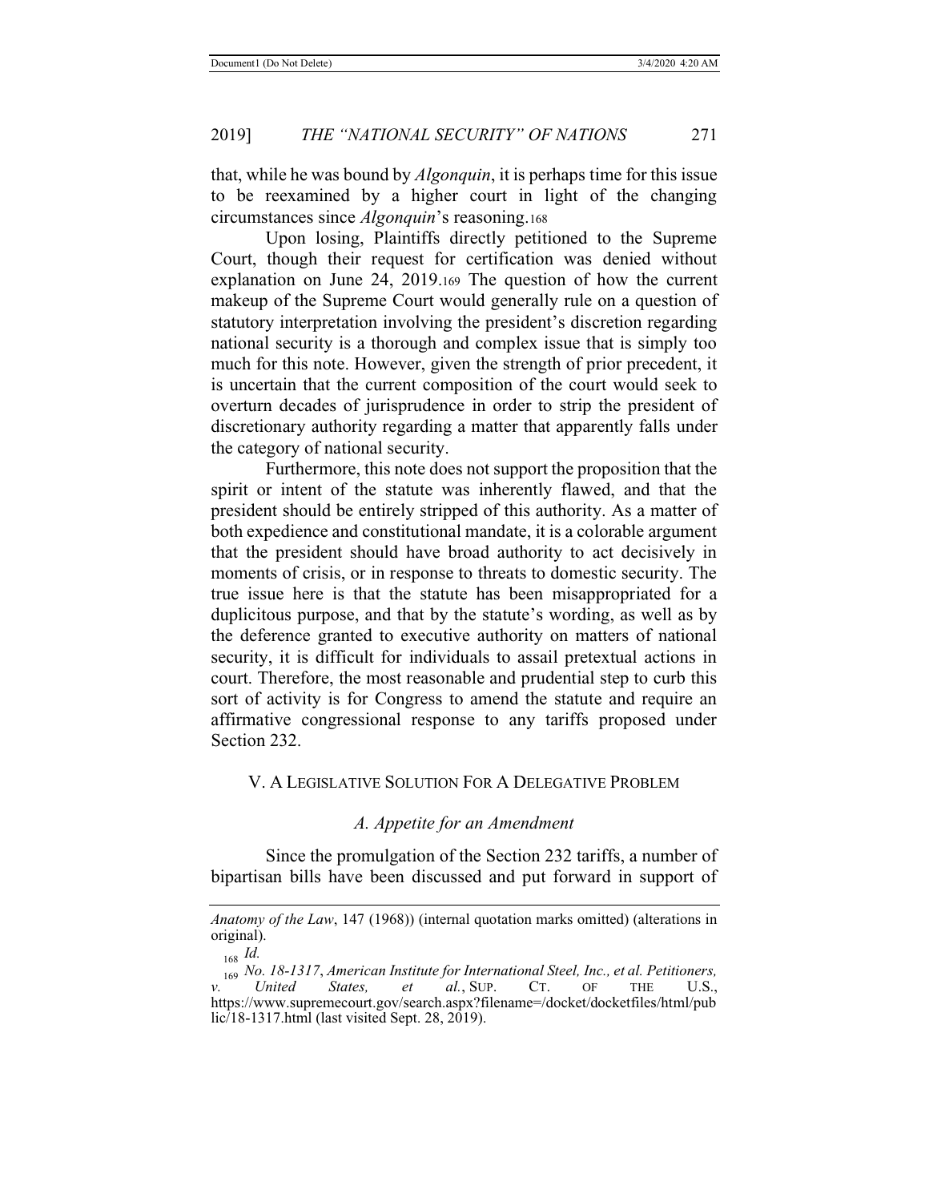that, while he was bound by *Algonquin*, it is perhaps time for this issue to be reexamined by a higher court in light of the changing circumstances since *Algonquin*'s reasoning.[168]

Upon losing, Plaintiffs directly petitioned to the Supreme Court, though their request for certification was denied without explanation on June 24, 2019.[169] The question of how the current makeup of the Supreme Court would generally rule on a question of statutory interpretation involving the president's discretion regarding national security is a thorough and complex issue that is simply too much for this note. However, given the strength of prior precedent, it is uncertain that the current composition of the court would seek to overturn decades of jurisprudence in order to strip the president of discretionary authority regarding a matter that apparently falls under the category of national security.

Furthermore, this note does not support the proposition that the spirit or intent of the statute was inherently flawed, and that the president should be entirely stripped of this authority. As a matter of both expedience and constitutional mandate, it is a colorable argument that the president should have broad authority to act decisively in moments of crisis, or in response to threats to domestic security. The true issue here is that the statute has been misappropriated for a duplicitous purpose, and that by the statute's wording, as well as by the deference granted to executive authority on matters of national security, it is difficult for individuals to assail pretextual actions in court. Therefore, the most reasonable and prudential step to curb this sort of activity is for Congress to amend the statute and require an affirmative congressional response to any tariffs proposed under Section 232.

## V. A Legislative Solution For A Delegative Problem

### *A. Appetite for an Amendment*

Since the promulgation of the Section 232 tariffs, a number of bipartisan bills have been discussed and put forward in support of

---

*Anatomy of the Law*, 147 (1968)) (internal quotation marks omitted) (alterations in original).

[168] *Id.*

[169] *No. 18-1317*, *American Institute for International Steel, Inc., et al. Petitioners, v. United States, et al.*, SUP. CT. OF THE U.S., https://www.supremecourt.gov/search.aspx?filename=/docket/docketfiles/html/public/18-1317.html (last visited Sept. 28, 2019).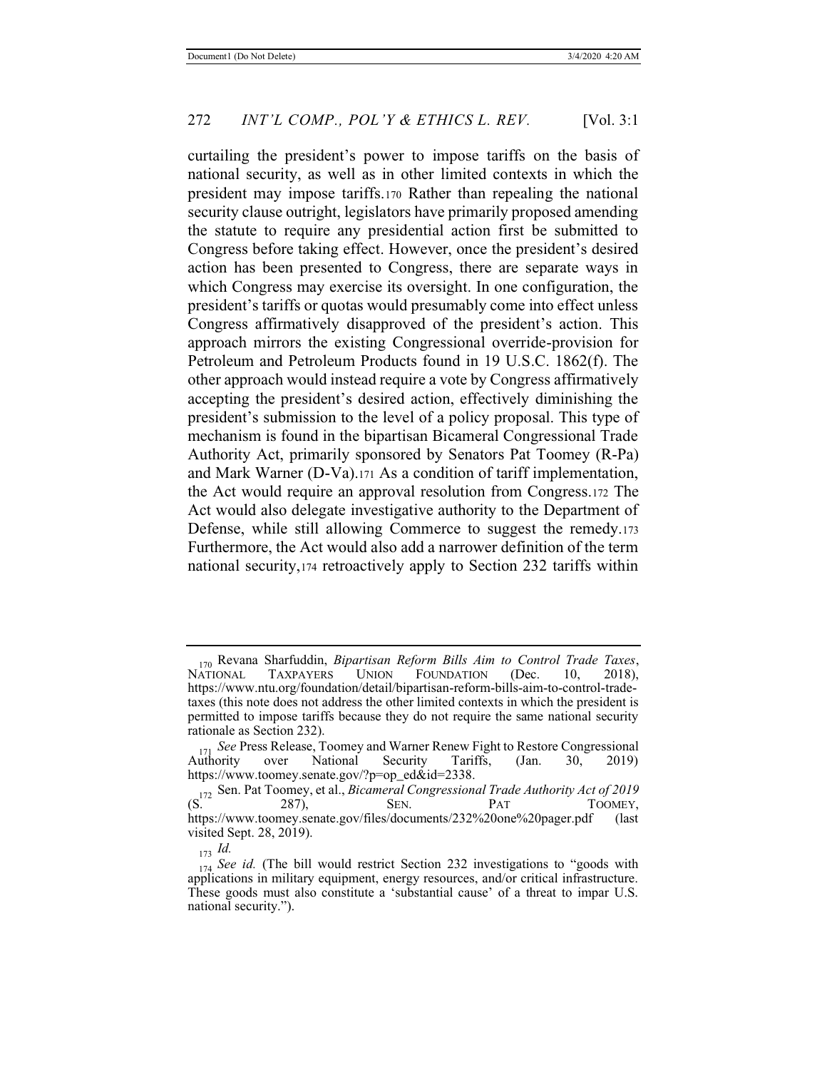curtailing the president's power to impose tariffs on the basis of national security, as well as in other limited contexts in which the president may impose tariffs.[170] Rather than repealing the national security clause outright, legislators have primarily proposed amending the statute to require any presidential action first be submitted to Congress before taking effect. However, once the president's desired action has been presented to Congress, there are separate ways in which Congress may exercise its oversight. In one configuration, the president's tariffs or quotas would presumably come into effect unless Congress affirmatively disapproved of the president's action. This approach mirrors the existing Congressional override-provision for Petroleum and Petroleum Products found in 19 U.S.C. 1862(f). The other approach would instead require a vote by Congress affirmatively accepting the president's desired action, effectively diminishing the president's submission to the level of a policy proposal. This type of mechanism is found in the bipartisan Bicameral Congressional Trade Authority Act, primarily sponsored by Senators Pat Toomey (R-Pa) and Mark Warner (D-Va).[171] As a condition of tariff implementation, the Act would require an approval resolution from Congress.[172] The Act would also delegate investigative authority to the Department of Defense, while still allowing Commerce to suggest the remedy.[173] Furthermore, the Act would also add a narrower definition of the term national security,[174] retroactively apply to Section 232 tariffs within

---

[170] Revana Sharfuddin, *Bipartisan Reform Bills Aim to Control Trade Taxes*, NATIONAL TAXPAYERS UNION FOUNDATION (Dec. 10, 2018), https://www.ntu.org/foundation/detail/bipartisan-reform-bills-aim-to-control-trade-taxes (this note does not address the other limited contexts in which the president is permitted to impose tariffs because they do not require the same national security rationale as Section 232).

[171] *See* Press Release, Toomey and Warner Renew Fight to Restore Congressional Authority over National Security Tariffs, (Jan. 30, 2019) https://www.toomey.senate.gov/?p=op_ed&id=2338.

[172] Sen. Pat Toomey, et al., *Bicameral Congressional Trade Authority Act of 2019* (S. 287), SEN. PAT TOOMEY, https://www.toomey.senate.gov/files/documents/232%20one%20pager.pdf (last visited Sept. 28, 2019).

[173] *Id.*

[174] *See id.* (The bill would restrict Section 232 investigations to "goods with applications in military equipment, energy resources, and/or critical infrastructure. These goods must also constitute a 'substantial cause' of a threat to impar U.S. national security.").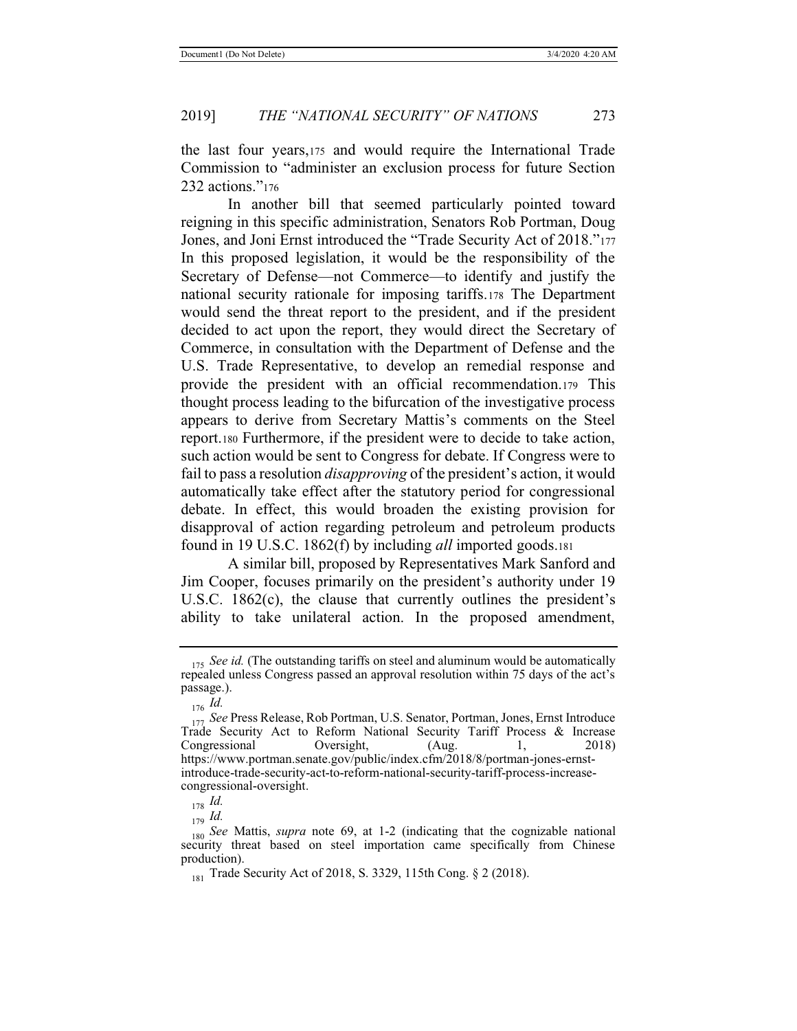the last four years,[175] and would require the International Trade Commission to "administer an exclusion process for future Section 232 actions."[176]

In another bill that seemed particularly pointed toward reigning in this specific administration, Senators Rob Portman, Doug Jones, and Joni Ernst introduced the "Trade Security Act of 2018."[177] In this proposed legislation, it would be the responsibility of the Secretary of Defense—not Commerce—to identify and justify the national security rationale for imposing tariffs.[178] The Department would send the threat report to the president, and if the president decided to act upon the report, they would direct the Secretary of Commerce, in consultation with the Department of Defense and the U.S. Trade Representative, to develop an remedial response and provide the president with an official recommendation.[179] This thought process leading to the bifurcation of the investigative process appears to derive from Secretary Mattis's comments on the Steel report.[180] Furthermore, if the president were to decide to take action, such action would be sent to Congress for debate. If Congress were to fail to pass a resolution *disapproving* of the president's action, it would automatically take effect after the statutory period for congressional debate. In effect, this would broaden the existing provision for disapproval of action regarding petroleum and petroleum products found in 19 U.S.C. 1862(f) by including *all* imported goods.[181]

A similar bill, proposed by Representatives Mark Sanford and Jim Cooper, focuses primarily on the president's authority under 19 U.S.C. 1862(c), the clause that currently outlines the president's ability to take unilateral action. In the proposed amendment,

---

[175] *See id.* (The outstanding tariffs on steel and aluminum would be automatically repealed unless Congress passed an approval resolution within 75 days of the act's passage.).

[176] *Id.*

[177] *See* Press Release, Rob Portman, U.S. Senator, Portman, Jones, Ernst Introduce Trade Security Act to Reform National Security Tariff Process & Increase Congressional Oversight, (Aug. 1, 2018) https://www.portman.senate.gov/public/index.cfm/2018/8/portman-jones-ernst-introduce-trade-security-act-to-reform-national-security-tariff-process-increase-congressional-oversight.

[178] *Id.*

[179] *Id.*

[180] *See* Mattis, *supra* note 69, at 1-2 (indicating that the cognizable national security threat based on steel importation came specifically from Chinese production).

[181] Trade Security Act of 2018, S. 3329, 115th Cong. § 2 (2018).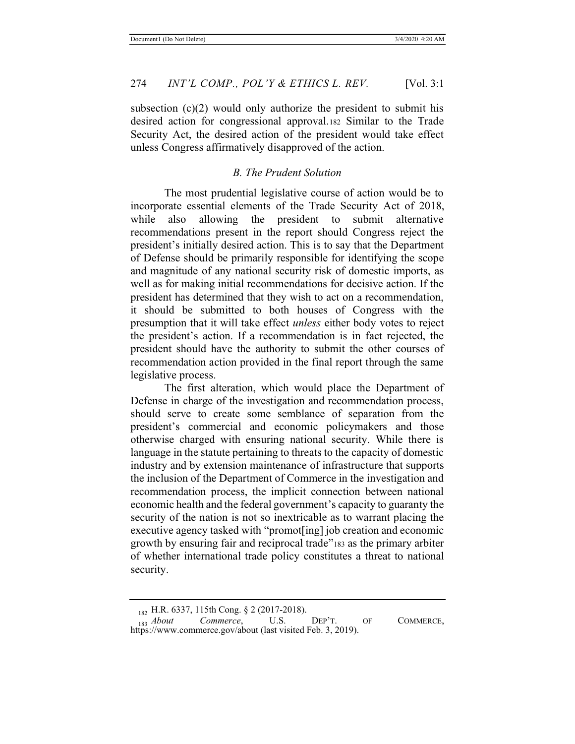subsection (c)(2) would only authorize the president to submit his desired action for congressional approval.[182] Similar to the Trade Security Act, the desired action of the president would take effect unless Congress affirmatively disapproved of the action.

### *B. The Prudent Solution*

The most prudential legislative course of action would be to incorporate essential elements of the Trade Security Act of 2018, while also allowing the president to submit alternative recommendations present in the report should Congress reject the president's initially desired action. This is to say that the Department of Defense should be primarily responsible for identifying the scope and magnitude of any national security risk of domestic imports, as well as for making initial recommendations for decisive action. If the president has determined that they wish to act on a recommendation, it should be submitted to both houses of Congress with the presumption that it will take effect *unless* either body votes to reject the president's action. If a recommendation is in fact rejected, the president should have the authority to submit the other courses of recommendation action provided in the final report through the same legislative process.

The first alteration, which would place the Department of Defense in charge of the investigation and recommendation process, should serve to create some semblance of separation from the president's commercial and economic policymakers and those otherwise charged with ensuring national security. While there is language in the statute pertaining to threats to the capacity of domestic industry and by extension maintenance of infrastructure that supports the inclusion of the Department of Commerce in the investigation and recommendation process, the implicit connection between national economic health and the federal government's capacity to guaranty the security of the nation is not so inextricable as to warrant placing the executive agency tasked with "promot[ing] job creation and economic growth by ensuring fair and reciprocal trade"[183] as the primary arbiter of whether international trade policy constitutes a threat to national security.

---

[182] H.R. 6337, 115th Cong. § 2 (2017-2018).

[183] *About Commerce*, U.S. DEP'T. OF COMMERCE, https://www.commerce.gov/about (last visited Feb. 3, 2019).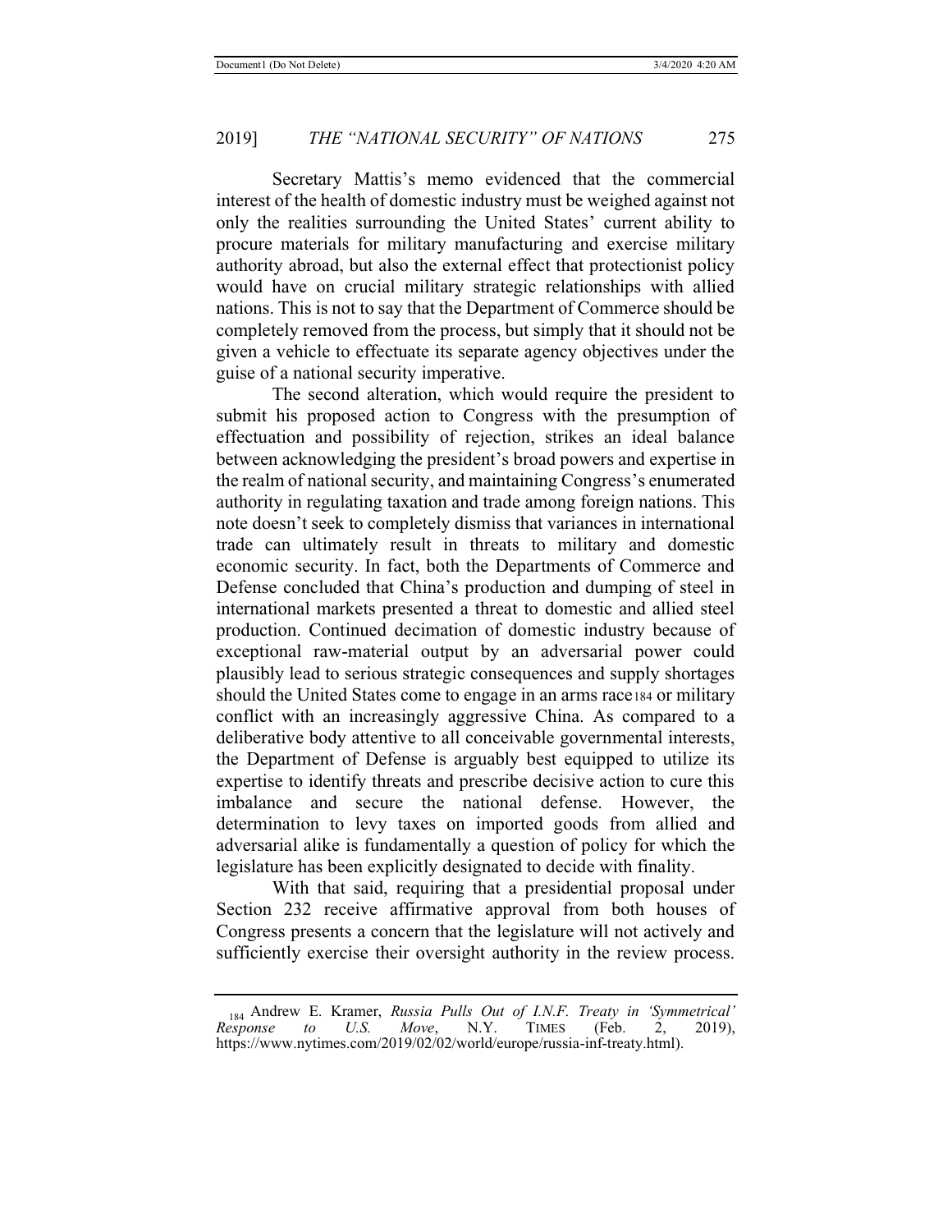Secretary Mattis's memo evidenced that the commercial interest of the health of domestic industry must be weighed against not only the realities surrounding the United States' current ability to procure materials for military manufacturing and exercise military authority abroad, but also the external effect that protectionist policy would have on crucial military strategic relationships with allied nations. This is not to say that the Department of Commerce should be completely removed from the process, but simply that it should not be given a vehicle to effectuate its separate agency objectives under the guise of a national security imperative.

The second alteration, which would require the president to submit his proposed action to Congress with the presumption of effectuation and possibility of rejection, strikes an ideal balance between acknowledging the president's broad powers and expertise in the realm of national security, and maintaining Congress's enumerated authority in regulating taxation and trade among foreign nations. This note doesn't seek to completely dismiss that variances in international trade can ultimately result in threats to military and domestic economic security. In fact, both the Departments of Commerce and Defense concluded that China's production and dumping of steel in international markets presented a threat to domestic and allied steel production. Continued decimation of domestic industry because of exceptional raw-material output by an adversarial power could plausibly lead to serious strategic consequences and supply shortages should the United States come to engage in an arms race[184] or military conflict with an increasingly aggressive China. As compared to a deliberative body attentive to all conceivable governmental interests, the Department of Defense is arguably best equipped to utilize its expertise to identify threats and prescribe decisive action to cure this imbalance and secure the national defense. However, the determination to levy taxes on imported goods from allied and adversarial alike is fundamentally a question of policy for which the legislature has been explicitly designated to decide with finality.

With that said, requiring that a presidential proposal under Section 232 receive affirmative approval from both houses of Congress presents a concern that the legislature will not actively and sufficiently exercise their oversight authority in the review process.

---

[184] Andrew E. Kramer, *Russia Pulls Out of I.N.F. Treaty in 'Symmetrical' Response to U.S. Move*, N.Y. TIMES (Feb. 2, 2019), https://www.nytimes.com/2019/02/02/world/europe/russia-inf-treaty.html).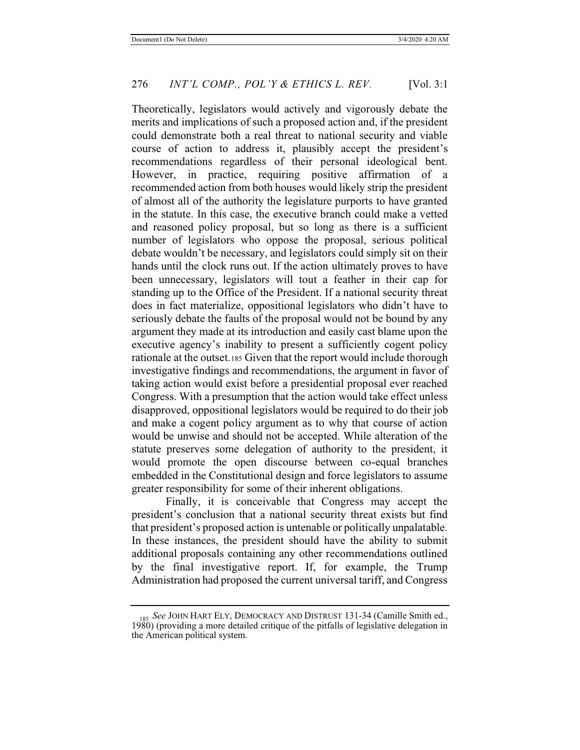Theoretically, legislators would actively and vigorously debate the merits and implications of such a proposed action and, if the president could demonstrate both a real threat to national security and viable course of action to address it, plausibly accept the president's recommendations regardless of their personal ideological bent. However, in practice, requiring positive affirmation of a recommended action from both houses would likely strip the president of almost all of the authority the legislature purports to have granted in the statute. In this case, the executive branch could make a vetted and reasoned policy proposal, but so long as there is a sufficient number of legislators who oppose the proposal, serious political debate wouldn't be necessary, and legislators could simply sit on their hands until the clock runs out. If the action ultimately proves to have been unnecessary, legislators will tout a feather in their cap for standing up to the Office of the President. If a national security threat does in fact materialize, oppositional legislators who didn't have to seriously debate the faults of the proposal would not be bound by any argument they made at its introduction and easily cast blame upon the executive agency's inability to present a sufficiently cogent policy rationale at the outset.[185] Given that the report would include thorough investigative findings and recommendations, the argument in favor of taking action would exist before a presidential proposal ever reached Congress. With a presumption that the action would take effect unless disapproved, oppositional legislators would be required to do their job and make a cogent policy argument as to why that course of action would be unwise and should not be accepted. While alteration of the statute preserves some delegation of authority to the president, it would promote the open discourse between co-equal branches embedded in the Constitutional design and force legislators to assume greater responsibility for some of their inherent obligations.

Finally, it is conceivable that Congress may accept the president's conclusion that a national security threat exists but find that president's proposed action is untenable or politically unpalatable. In these instances, the president should have the ability to submit additional proposals containing any other recommendations outlined by the final investigative report. If, for example, the Trump Administration had proposed the current universal tariff, and Congress

---

[185] *See* JOHN HART ELY, DEMOCRACY AND DISTRUST 131-34 (Camille Smith ed., 1980) (providing a more detailed critique of the pitfalls of legislative delegation in the American political system.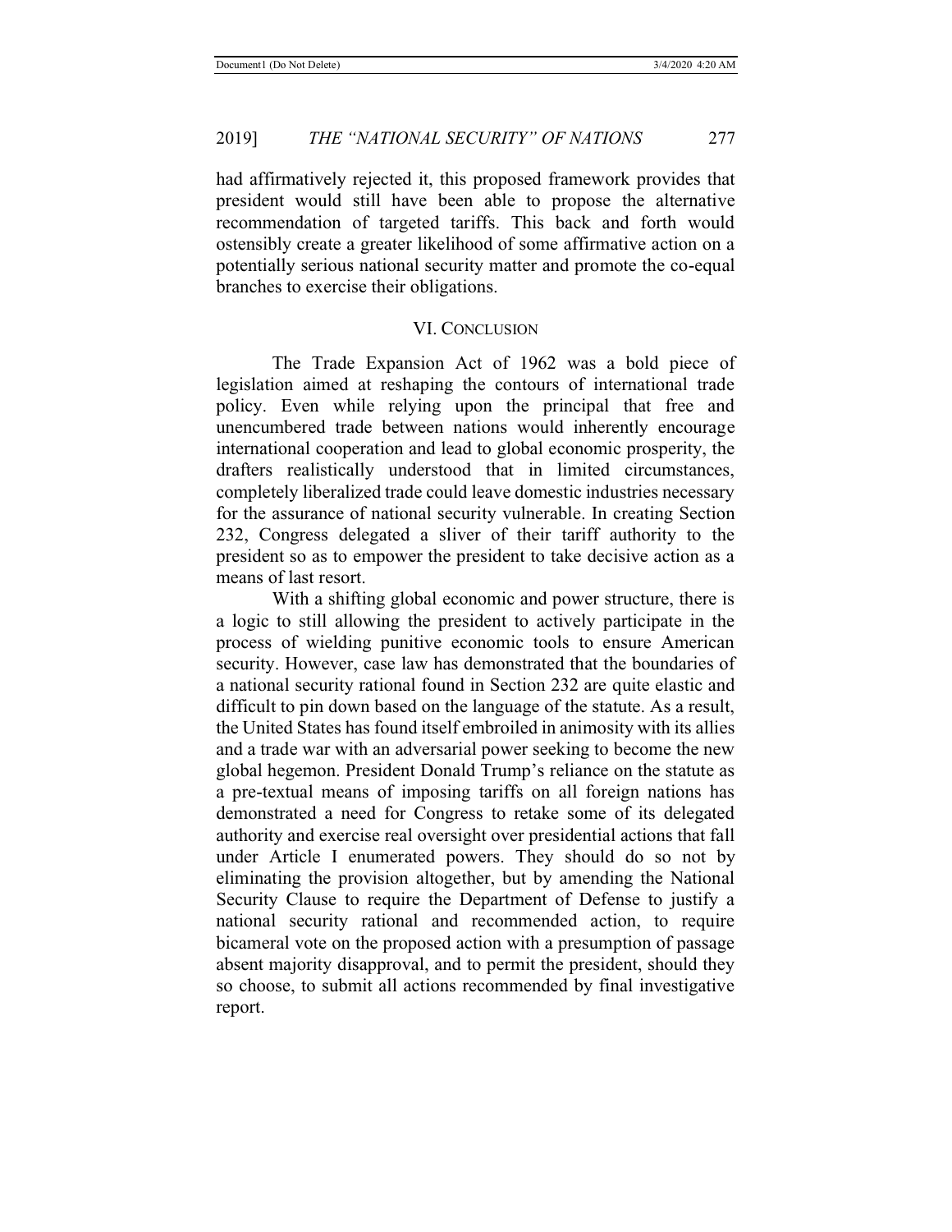had affirmatively rejected it, this proposed framework provides that president would still have been able to propose the alternative recommendation of targeted tariffs. This back and forth would ostensibly create a greater likelihood of some affirmative action on a potentially serious national security matter and promote the co-equal branches to exercise their obligations.

## VI. CONCLUSION

The Trade Expansion Act of 1962 was a bold piece of legislation aimed at reshaping the contours of international trade policy. Even while relying upon the principal that free and unencumbered trade between nations would inherently encourage international cooperation and lead to global economic prosperity, the drafters realistically understood that in limited circumstances, completely liberalized trade could leave domestic industries necessary for the assurance of national security vulnerable. In creating Section 232, Congress delegated a sliver of their tariff authority to the president so as to empower the president to take decisive action as a means of last resort.

With a shifting global economic and power structure, there is a logic to still allowing the president to actively participate in the process of wielding punitive economic tools to ensure American security. However, case law has demonstrated that the boundaries of a national security rational found in Section 232 are quite elastic and difficult to pin down based on the language of the statute. As a result, the United States has found itself embroiled in animosity with its allies and a trade war with an adversarial power seeking to become the new global hegemon. President Donald Trump's reliance on the statute as a pre-textual means of imposing tariffs on all foreign nations has demonstrated a need for Congress to retake some of its delegated authority and exercise real oversight over presidential actions that fall under Article I enumerated powers. They should do so not by eliminating the provision altogether, but by amending the National Security Clause to require the Department of Defense to justify a national security rational and recommended action, to require bicameral vote on the proposed action with a presumption of passage absent majority disapproval, and to permit the president, should they so choose, to submit all actions recommended by final investigative report.